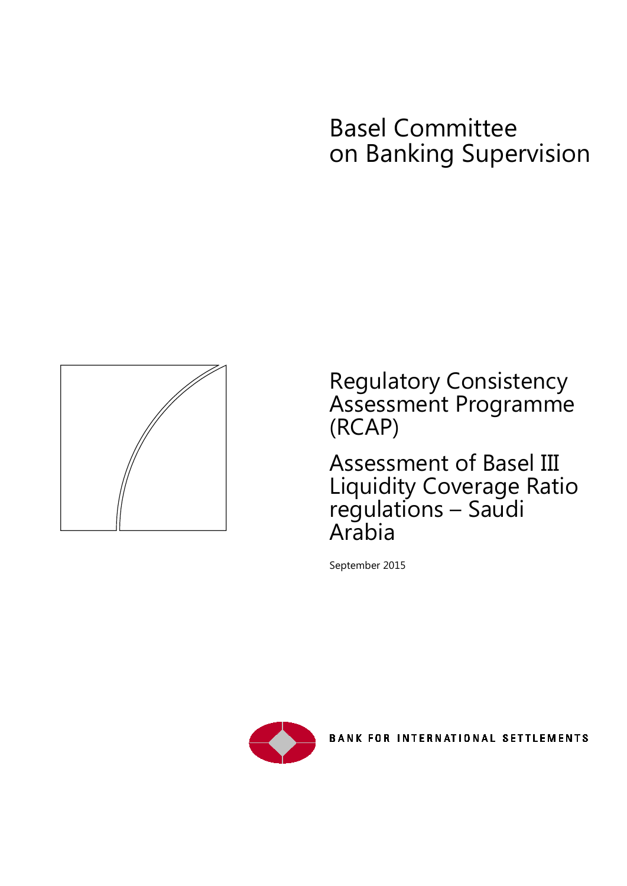# Basel Committee on Banking Supervision

## Regulatory Consistency Assessment Programme (RCAP)

## Assessment of Basel III Liquidity Coverage Ratio regulations – Saudi Arabia

September 2015

BANK FOR INTERNATIONAL SETTLEMENTS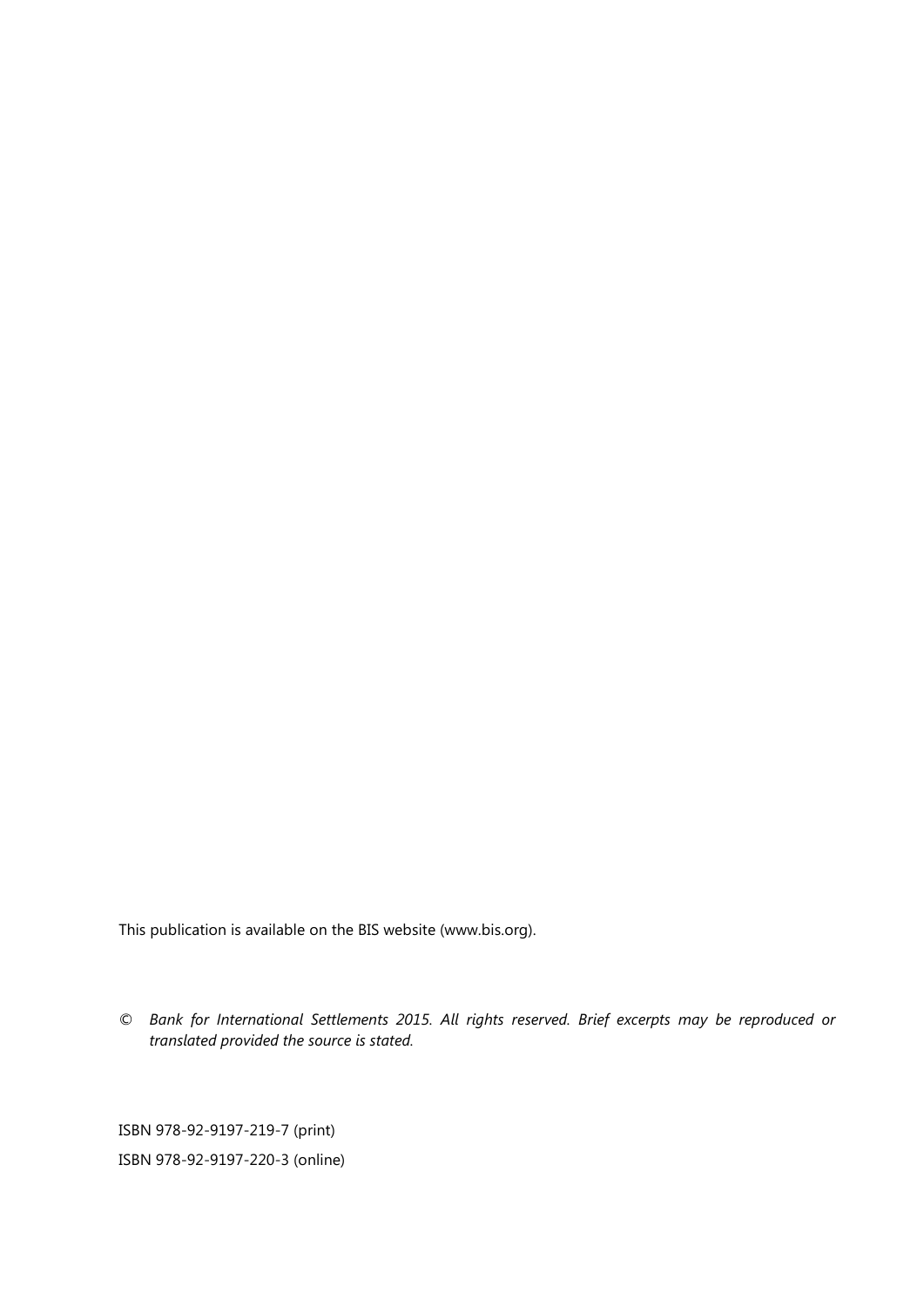This publication is available on the BIS website (www.bis.org).

© *Bank for International Settlements 2015. All rights reserved. Brief excerpts may be reproduced or translated provided the source is stated.*

ISBN 978-92-9197-219-7 (print)

ISBN 978-92-9197-220-3 (online)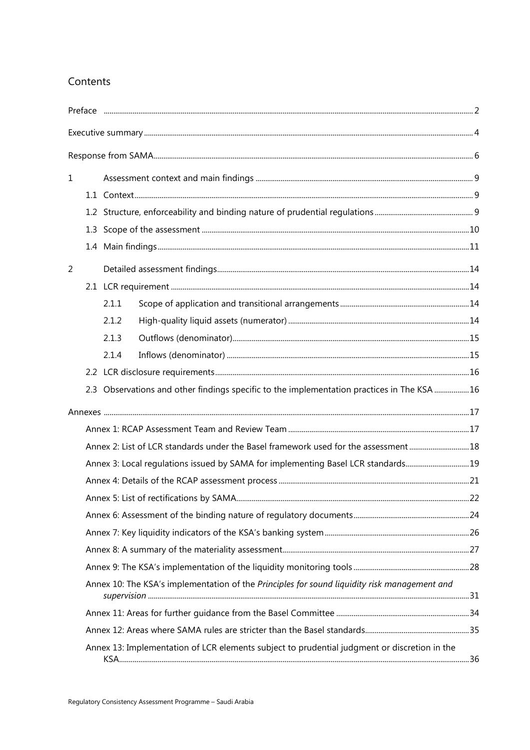## Contents

Preface ..... 2

Executive summary ..... 4

Response from SAMA ..... 6

1 Assessment context and main findings ..... 9

- 1.1 Context ..... 9
- 1.2 Structure, enforceability and binding nature of prudential regulations ..... 9
- 1.3 Scope of the assessment ..... 10
- 1.4 Main findings ..... 11

2 Detailed assessment findings ..... 14

- 2.1 LCR requirement ..... 14
  - 2.1.1 Scope of application and transitional arrangements ..... 14
  - 2.1.2 High-quality liquid assets (numerator) ..... 14
  - 2.1.3 Outflows (denominator) ..... 15
  - 2.1.4 Inflows (denominator) ..... 15
- 2.2 LCR disclosure requirements ..... 16
- 2.3 Observations and other findings specific to the implementation practices in The KSA ..... 16

Annexes ..... 17

- Annex 1: RCAP Assessment Team and Review Team ..... 17
- Annex 2: List of LCR standards under the Basel framework used for the assessment ..... 18
- Annex 3: Local regulations issued by SAMA for implementing Basel LCR standards ..... 19
- Annex 4: Details of the RCAP assessment process ..... 21
- Annex 5: List of rectifications by SAMA ..... 22
- Annex 6: Assessment of the binding nature of regulatory documents ..... 24
- Annex 7: Key liquidity indicators of the KSA's banking system ..... 26
- Annex 8: A summary of the materiality assessment ..... 27
- Annex 9: The KSA's implementation of the liquidity monitoring tools ..... 28
- Annex 10: The KSA's implementation of the *Principles for sound liquidity risk management and supervision* ..... 31
- Annex 11: Areas for further guidance from the Basel Committee ..... 34
- Annex 12: Areas where SAMA rules are stricter than the Basel standards ..... 35
- Annex 13: Implementation of LCR elements subject to prudential judgment or discretion in the KSA ..... 36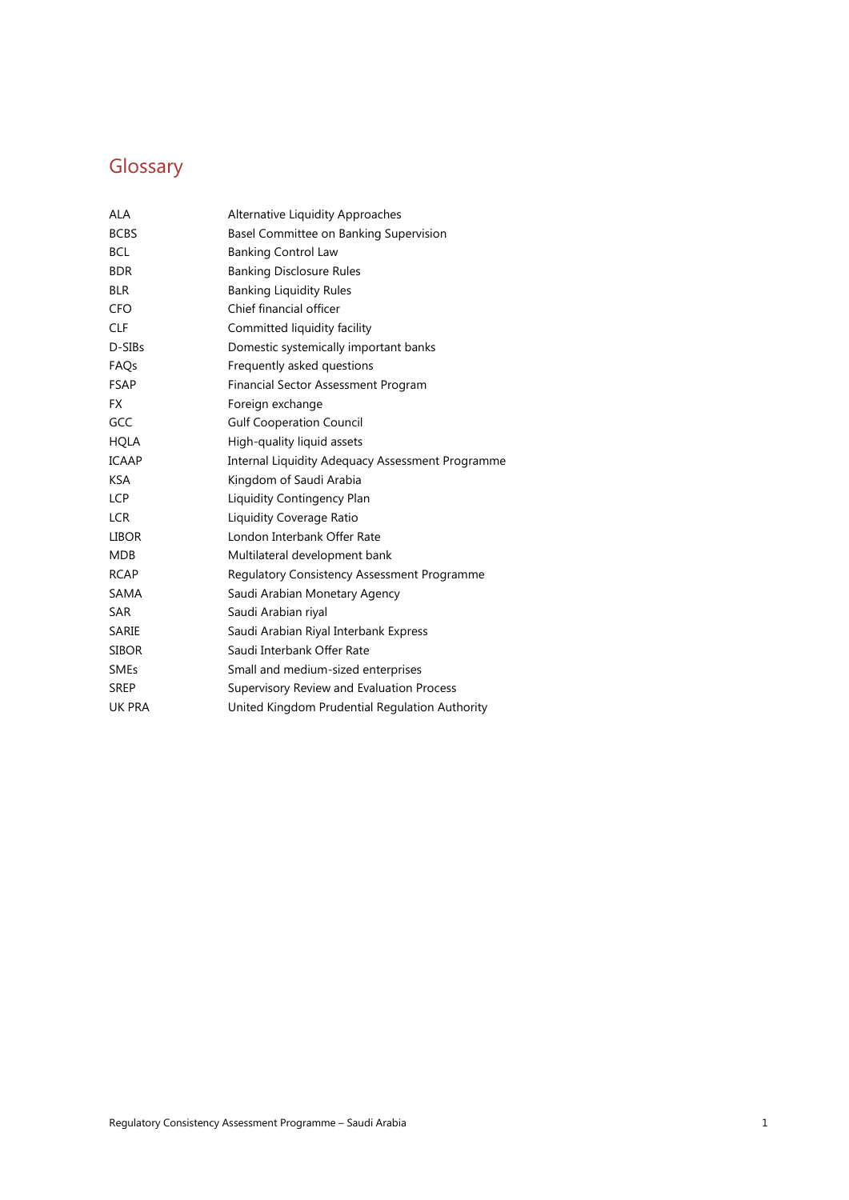# Glossary

| | |
|---|---|
| ALA | Alternative Liquidity Approaches |
| BCBS | Basel Committee on Banking Supervision |
| BCL | Banking Control Law |
| BDR | Banking Disclosure Rules |
| BLR | Banking Liquidity Rules |
| CFO | Chief financial officer |
| CLF | Committed liquidity facility |
| D-SIBs | Domestic systemically important banks |
| FAQs | Frequently asked questions |
| FSAP | Financial Sector Assessment Program |
| FX | Foreign exchange |
| GCC | Gulf Cooperation Council |
| HQLA | High-quality liquid assets |
| ICAAP | Internal Liquidity Adequacy Assessment Programme |
| KSA | Kingdom of Saudi Arabia |
| LCP | Liquidity Contingency Plan |
| LCR | Liquidity Coverage Ratio |
| LIBOR | London Interbank Offer Rate |
| MDB | Multilateral development bank |
| RCAP | Regulatory Consistency Assessment Programme |
| SAMA | Saudi Arabian Monetary Agency |
| SAR | Saudi Arabian riyal |
| SARIE | Saudi Arabian Riyal Interbank Express |
| SIBOR | Saudi Interbank Offer Rate |
| SMEs | Small and medium-sized enterprises |
| SREP | Supervisory Review and Evaluation Process |
| UK PRA | United Kingdom Prudential Regulation Authority |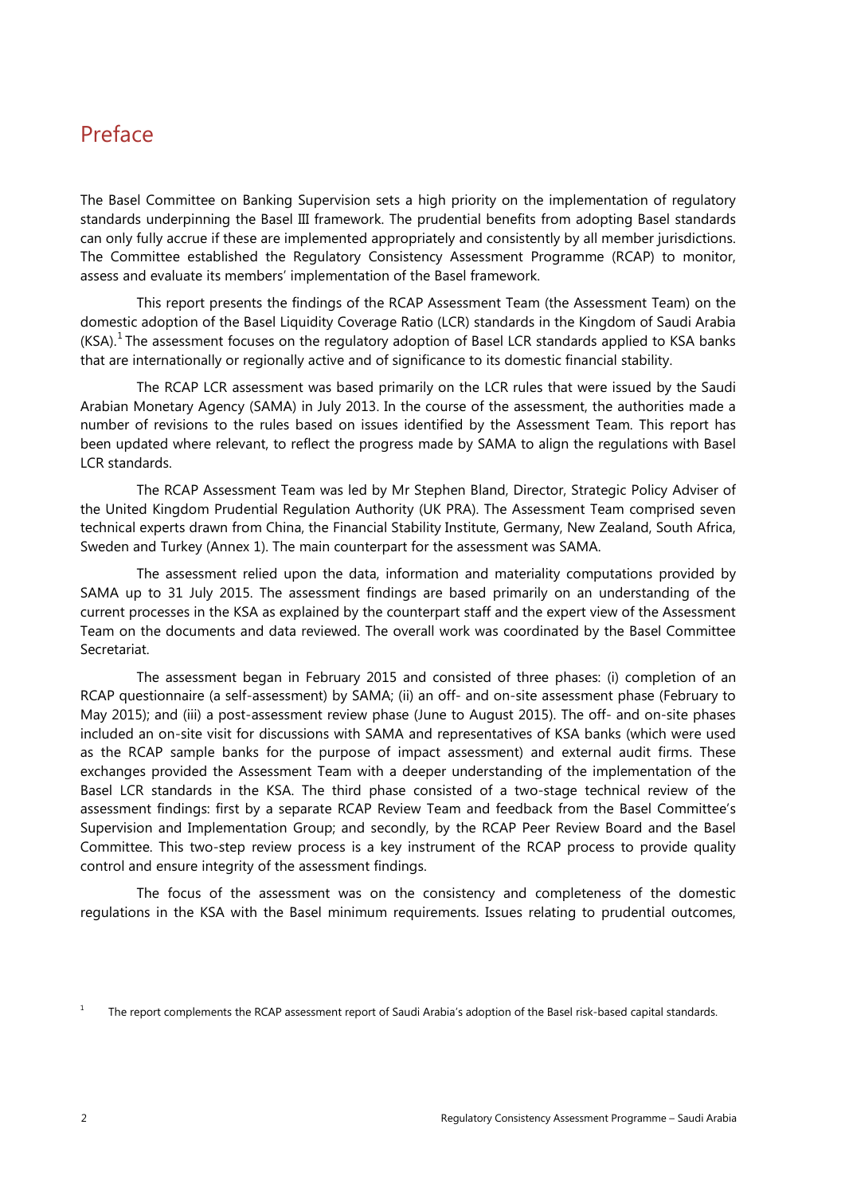# Preface

The Basel Committee on Banking Supervision sets a high priority on the implementation of regulatory standards underpinning the Basel III framework. The prudential benefits from adopting Basel standards can only fully accrue if these are implemented appropriately and consistently by all member jurisdictions. The Committee established the Regulatory Consistency Assessment Programme (RCAP) to monitor, assess and evaluate its members' implementation of the Basel framework.

This report presents the findings of the RCAP Assessment Team (the Assessment Team) on the domestic adoption of the Basel Liquidity Coverage Ratio (LCR) standards in the Kingdom of Saudi Arabia (KSA).[1] The assessment focuses on the regulatory adoption of Basel LCR standards applied to KSA banks that are internationally or regionally active and of significance to its domestic financial stability.

The RCAP LCR assessment was based primarily on the LCR rules that were issued by the Saudi Arabian Monetary Agency (SAMA) in July 2013. In the course of the assessment, the authorities made a number of revisions to the rules based on issues identified by the Assessment Team. This report has been updated where relevant, to reflect the progress made by SAMA to align the regulations with Basel LCR standards.

The RCAP Assessment Team was led by Mr Stephen Bland, Director, Strategic Policy Adviser of the United Kingdom Prudential Regulation Authority (UK PRA). The Assessment Team comprised seven technical experts drawn from China, the Financial Stability Institute, Germany, New Zealand, South Africa, Sweden and Turkey (Annex 1). The main counterpart for the assessment was SAMA.

The assessment relied upon the data, information and materiality computations provided by SAMA up to 31 July 2015. The assessment findings are based primarily on an understanding of the current processes in the KSA as explained by the counterpart staff and the expert view of the Assessment Team on the documents and data reviewed. The overall work was coordinated by the Basel Committee Secretariat.

The assessment began in February 2015 and consisted of three phases: (i) completion of an RCAP questionnaire (a self-assessment) by SAMA; (ii) an off- and on-site assessment phase (February to May 2015); and (iii) a post-assessment review phase (June to August 2015). The off- and on-site phases included an on-site visit for discussions with SAMA and representatives of KSA banks (which were used as the RCAP sample banks for the purpose of impact assessment) and external audit firms. These exchanges provided the Assessment Team with a deeper understanding of the implementation of the Basel LCR standards in the KSA. The third phase consisted of a two-stage technical review of the assessment findings: first by a separate RCAP Review Team and feedback from the Basel Committee's Supervision and Implementation Group; and secondly, by the RCAP Peer Review Board and the Basel Committee. This two-step review process is a key instrument of the RCAP process to provide quality control and ensure integrity of the assessment findings.

The focus of the assessment was on the consistency and completeness of the domestic regulations in the KSA with the Basel minimum requirements. Issues relating to prudential outcomes,

[1] The report complements the RCAP assessment report of Saudi Arabia's adoption of the Basel risk-based capital standards.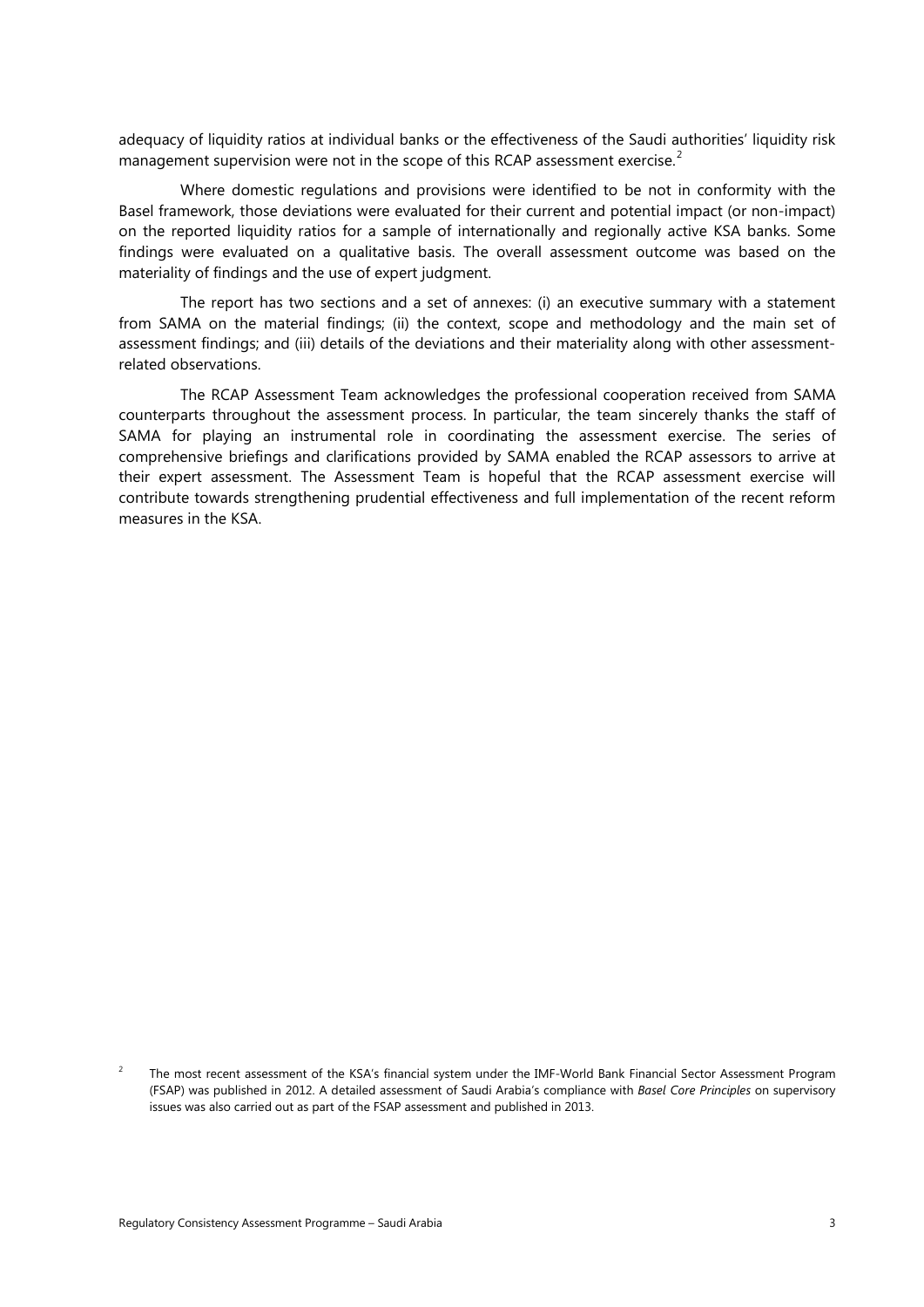adequacy of liquidity ratios at individual banks or the effectiveness of the Saudi authorities' liquidity risk management supervision were not in the scope of this RCAP assessment exercise.[2]

Where domestic regulations and provisions were identified to be not in conformity with the Basel framework, those deviations were evaluated for their current and potential impact (or non-impact) on the reported liquidity ratios for a sample of internationally and regionally active KSA banks. Some findings were evaluated on a qualitative basis. The overall assessment outcome was based on the materiality of findings and the use of expert judgment.

The report has two sections and a set of annexes: (i) an executive summary with a statement from SAMA on the material findings; (ii) the context, scope and methodology and the main set of assessment findings; and (iii) details of the deviations and their materiality along with other assessment-related observations.

The RCAP Assessment Team acknowledges the professional cooperation received from SAMA counterparts throughout the assessment process. In particular, the team sincerely thanks the staff of SAMA for playing an instrumental role in coordinating the assessment exercise. The series of comprehensive briefings and clarifications provided by SAMA enabled the RCAP assessors to arrive at their expert assessment. The Assessment Team is hopeful that the RCAP assessment exercise will contribute towards strengthening prudential effectiveness and full implementation of the recent reform measures in the KSA.

[2] The most recent assessment of the KSA's financial system under the IMF-World Bank Financial Sector Assessment Program (FSAP) was published in 2012. A detailed assessment of Saudi Arabia's compliance with *Basel Core Principles* on supervisory issues was also carried out as part of the FSAP assessment and published in 2013.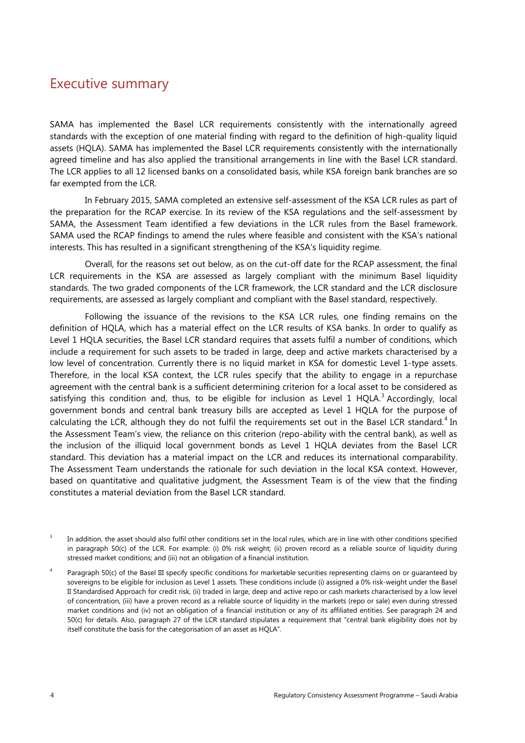# Executive summary

SAMA has implemented the Basel LCR requirements consistently with the internationally agreed standards with the exception of one material finding with regard to the definition of high-quality liquid assets (HQLA). SAMA has implemented the Basel LCR requirements consistently with the internationally agreed timeline and has also applied the transitional arrangements in line with the Basel LCR standard. The LCR applies to all 12 licensed banks on a consolidated basis, while KSA foreign bank branches are so far exempted from the LCR.

In February 2015, SAMA completed an extensive self-assessment of the KSA LCR rules as part of the preparation for the RCAP exercise. In its review of the KSA regulations and the self-assessment by SAMA, the Assessment Team identified a few deviations in the LCR rules from the Basel framework. SAMA used the RCAP findings to amend the rules where feasible and consistent with the KSA's national interests. This has resulted in a significant strengthening of the KSA's liquidity regime.

Overall, for the reasons set out below, as on the cut-off date for the RCAP assessment, the final LCR requirements in the KSA are assessed as largely compliant with the minimum Basel liquidity standards. The two graded components of the LCR framework, the LCR standard and the LCR disclosure requirements, are assessed as largely compliant and compliant with the Basel standard, respectively.

Following the issuance of the revisions to the KSA LCR rules, one finding remains on the definition of HQLA, which has a material effect on the LCR results of KSA banks. In order to qualify as Level 1 HQLA securities, the Basel LCR standard requires that assets fulfil a number of conditions, which include a requirement for such assets to be traded in large, deep and active markets characterised by a low level of concentration. Currently there is no liquid market in KSA for domestic Level 1-type assets. Therefore, in the local KSA context, the LCR rules specify that the ability to engage in a repurchase agreement with the central bank is a sufficient determining criterion for a local asset to be considered as satisfying this condition and, thus, to be eligible for inclusion as Level 1 HQLA.[3] Accordingly, local government bonds and central bank treasury bills are accepted as Level 1 HQLA for the purpose of calculating the LCR, although they do not fulfil the requirements set out in the Basel LCR standard.[4] In the Assessment Team's view, the reliance on this criterion (repo-ability with the central bank), as well as the inclusion of the illiquid local government bonds as Level 1 HQLA deviates from the Basel LCR standard. This deviation has a material impact on the LCR and reduces its international comparability. The Assessment Team understands the rationale for such deviation in the local KSA context. However, based on quantitative and qualitative judgment, the Assessment Team is of the view that the finding constitutes a material deviation from the Basel LCR standard.

[3] In addition, the asset should also fulfil other conditions set in the local rules, which are in line with other conditions specified in paragraph 50(c) of the LCR. For example: (i) 0% risk weight; (ii) proven record as a reliable source of liquidity during stressed market conditions; and (iii) not an obligation of a financial institution.

[4] Paragraph 50(c) of the Basel III specify specific conditions for marketable securities representing claims on or guaranteed by sovereigns to be eligible for inclusion as Level 1 assets. These conditions include (i) assigned a 0% risk-weight under the Basel II Standardised Approach for credit risk, (ii) traded in large, deep and active repo or cash markets characterised by a low level of concentration, (iii) have a proven record as a reliable source of liquidity in the markets (repo or sale) even during stressed market conditions and (iv) not an obligation of a financial institution or any of its affiliated entities. See paragraph 24 and 50(c) for details. Also, paragraph 27 of the LCR standard stipulates a requirement that "central bank eligibility does not by itself constitute the basis for the categorisation of an asset as HQLA".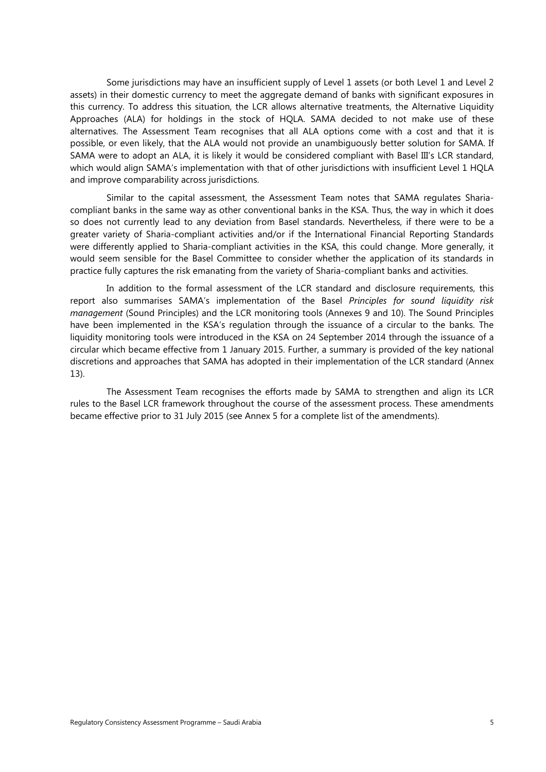Some jurisdictions may have an insufficient supply of Level 1 assets (or both Level 1 and Level 2 assets) in their domestic currency to meet the aggregate demand of banks with significant exposures in this currency. To address this situation, the LCR allows alternative treatments, the Alternative Liquidity Approaches (ALA) for holdings in the stock of HQLA. SAMA decided to not make use of these alternatives. The Assessment Team recognises that all ALA options come with a cost and that it is possible, or even likely, that the ALA would not provide an unambiguously better solution for SAMA. If SAMA were to adopt an ALA, it is likely it would be considered compliant with Basel III's LCR standard, which would align SAMA's implementation with that of other jurisdictions with insufficient Level 1 HQLA and improve comparability across jurisdictions.

Similar to the capital assessment, the Assessment Team notes that SAMA regulates Sharia-compliant banks in the same way as other conventional banks in the KSA. Thus, the way in which it does so does not currently lead to any deviation from Basel standards. Nevertheless, if there were to be a greater variety of Sharia-compliant activities and/or if the International Financial Reporting Standards were differently applied to Sharia-compliant activities in the KSA, this could change. More generally, it would seem sensible for the Basel Committee to consider whether the application of its standards in practice fully captures the risk emanating from the variety of Sharia-compliant banks and activities.

In addition to the formal assessment of the LCR standard and disclosure requirements, this report also summarises SAMA's implementation of the Basel *Principles for sound liquidity risk management* (Sound Principles) and the LCR monitoring tools (Annexes 9 and 10). The Sound Principles have been implemented in the KSA's regulation through the issuance of a circular to the banks. The liquidity monitoring tools were introduced in the KSA on 24 September 2014 through the issuance of a circular which became effective from 1 January 2015. Further, a summary is provided of the key national discretions and approaches that SAMA has adopted in their implementation of the LCR standard (Annex 13).

The Assessment Team recognises the efforts made by SAMA to strengthen and align its LCR rules to the Basel LCR framework throughout the course of the assessment process. These amendments became effective prior to 31 July 2015 (see Annex 5 for a complete list of the amendments).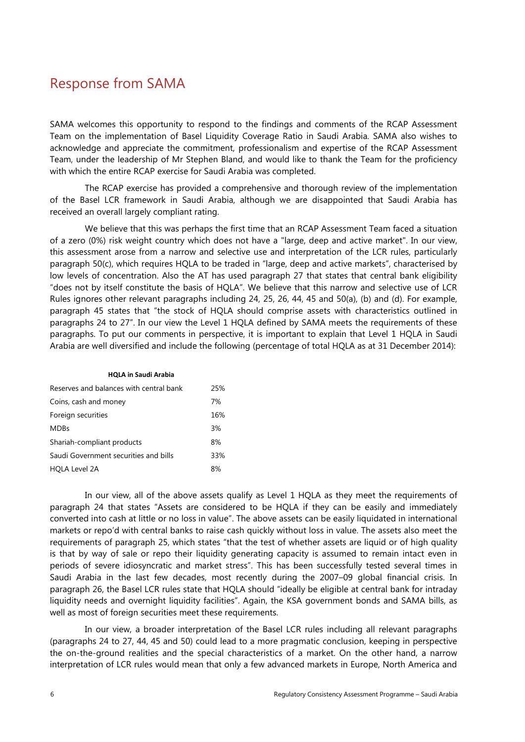# Response from SAMA

SAMA welcomes this opportunity to respond to the findings and comments of the RCAP Assessment Team on the implementation of Basel Liquidity Coverage Ratio in Saudi Arabia. SAMA also wishes to acknowledge and appreciate the commitment, professionalism and expertise of the RCAP Assessment Team, under the leadership of Mr Stephen Bland, and would like to thank the Team for the proficiency with which the entire RCAP exercise for Saudi Arabia was completed.

The RCAP exercise has provided a comprehensive and thorough review of the implementation of the Basel LCR framework in Saudi Arabia, although we are disappointed that Saudi Arabia has received an overall largely compliant rating.

We believe that this was perhaps the first time that an RCAP Assessment Team faced a situation of a zero (0%) risk weight country which does not have a "large, deep and active market". In our view, this assessment arose from a narrow and selective use and interpretation of the LCR rules, particularly paragraph 50(c), which requires HQLA to be traded in "large, deep and active markets", characterised by low levels of concentration. Also the AT has used paragraph 27 that states that central bank eligibility "does not by itself constitute the basis of HQLA". We believe that this narrow and selective use of LCR Rules ignores other relevant paragraphs including 24, 25, 26, 44, 45 and 50(a), (b) and (d). For example, paragraph 45 states that "the stock of HQLA should comprise assets with characteristics outlined in paragraphs 24 to 27". In our view the Level 1 HQLA defined by SAMA meets the requirements of these paragraphs. To put our comments in perspective, it is important to explain that Level 1 HQLA in Saudi Arabia are well diversified and include the following (percentage of total HQLA as at 31 December 2014):

| **HQLA in Saudi Arabia** | |
|---|---|
| Reserves and balances with central bank | 25% |
| Coins, cash and money | 7% |
| Foreign securities | 16% |
| MDBs | 3% |
| Shariah-compliant products | 8% |
| Saudi Government securities and bills | 33% |
| HQLA Level 2A | 8% |

In our view, all of the above assets qualify as Level 1 HQLA as they meet the requirements of paragraph 24 that states "Assets are considered to be HQLA if they can be easily and immediately converted into cash at little or no loss in value". The above assets can be easily liquidated in international markets or repo'd with central banks to raise cash quickly without loss in value. The assets also meet the requirements of paragraph 25, which states "that the test of whether assets are liquid or of high quality is that by way of sale or repo their liquidity generating capacity is assumed to remain intact even in periods of severe idiosyncratic and market stress". This has been successfully tested several times in Saudi Arabia in the last few decades, most recently during the 2007–09 global financial crisis. In paragraph 26, the Basel LCR rules state that HQLA should "ideally be eligible at central bank for intraday liquidity needs and overnight liquidity facilities". Again, the KSA government bonds and SAMA bills, as well as most of foreign securities meet these requirements.

In our view, a broader interpretation of the Basel LCR rules including all relevant paragraphs (paragraphs 24 to 27, 44, 45 and 50) could lead to a more pragmatic conclusion, keeping in perspective the on-the-ground realities and the special characteristics of a market. On the other hand, a narrow interpretation of LCR rules would mean that only a few advanced markets in Europe, North America and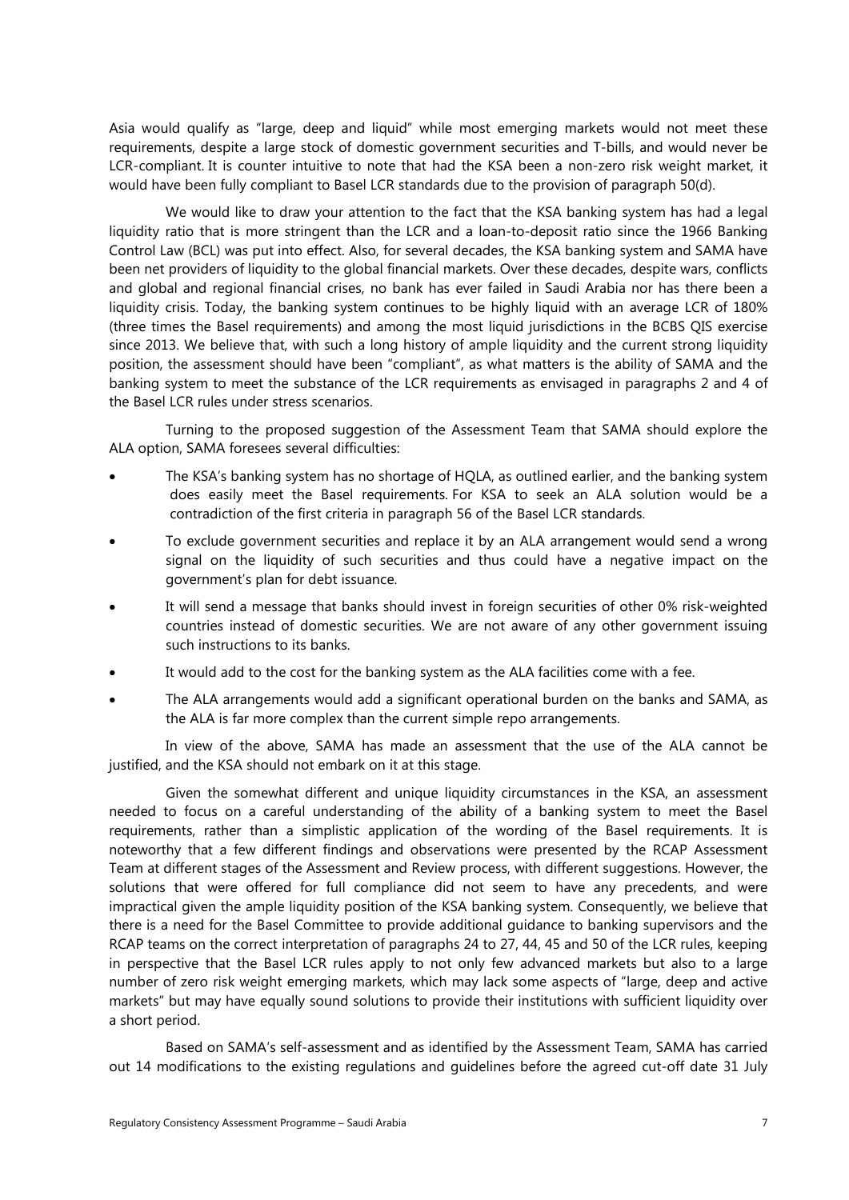Asia would qualify as "large, deep and liquid" while most emerging markets would not meet these requirements, despite a large stock of domestic government securities and T-bills, and would never be LCR-compliant. It is counter intuitive to note that had the KSA been a non-zero risk weight market, it would have been fully compliant to Basel LCR standards due to the provision of paragraph 50(d).

We would like to draw your attention to the fact that the KSA banking system has had a legal liquidity ratio that is more stringent than the LCR and a loan-to-deposit ratio since the 1966 Banking Control Law (BCL) was put into effect. Also, for several decades, the KSA banking system and SAMA have been net providers of liquidity to the global financial markets. Over these decades, despite wars, conflicts and global and regional financial crises, no bank has ever failed in Saudi Arabia nor has there been a liquidity crisis. Today, the banking system continues to be highly liquid with an average LCR of 180% (three times the Basel requirements) and among the most liquid jurisdictions in the BCBS QIS exercise since 2013. We believe that, with such a long history of ample liquidity and the current strong liquidity position, the assessment should have been "compliant", as what matters is the ability of SAMA and the banking system to meet the substance of the LCR requirements as envisaged in paragraphs 2 and 4 of the Basel LCR rules under stress scenarios.

Turning to the proposed suggestion of the Assessment Team that SAMA should explore the ALA option, SAMA foresees several difficulties:

- The KSA's banking system has no shortage of HQLA, as outlined earlier, and the banking system does easily meet the Basel requirements. For KSA to seek an ALA solution would be a contradiction of the first criteria in paragraph 56 of the Basel LCR standards.
- To exclude government securities and replace it by an ALA arrangement would send a wrong signal on the liquidity of such securities and thus could have a negative impact on the government's plan for debt issuance.
- It will send a message that banks should invest in foreign securities of other 0% risk-weighted countries instead of domestic securities. We are not aware of any other government issuing such instructions to its banks.
- It would add to the cost for the banking system as the ALA facilities come with a fee.
- The ALA arrangements would add a significant operational burden on the banks and SAMA, as the ALA is far more complex than the current simple repo arrangements.

In view of the above, SAMA has made an assessment that the use of the ALA cannot be justified, and the KSA should not embark on it at this stage.

Given the somewhat different and unique liquidity circumstances in the KSA, an assessment needed to focus on a careful understanding of the ability of a banking system to meet the Basel requirements, rather than a simplistic application of the wording of the Basel requirements. It is noteworthy that a few different findings and observations were presented by the RCAP Assessment Team at different stages of the Assessment and Review process, with different suggestions. However, the solutions that were offered for full compliance did not seem to have any precedents, and were impractical given the ample liquidity position of the KSA banking system. Consequently, we believe that there is a need for the Basel Committee to provide additional guidance to banking supervisors and the RCAP teams on the correct interpretation of paragraphs 24 to 27, 44, 45 and 50 of the LCR rules, keeping in perspective that the Basel LCR rules apply to not only few advanced markets but also to a large number of zero risk weight emerging markets, which may lack some aspects of "large, deep and active markets" but may have equally sound solutions to provide their institutions with sufficient liquidity over a short period.

Based on SAMA's self-assessment and as identified by the Assessment Team, SAMA has carried out 14 modifications to the existing regulations and guidelines before the agreed cut-off date 31 July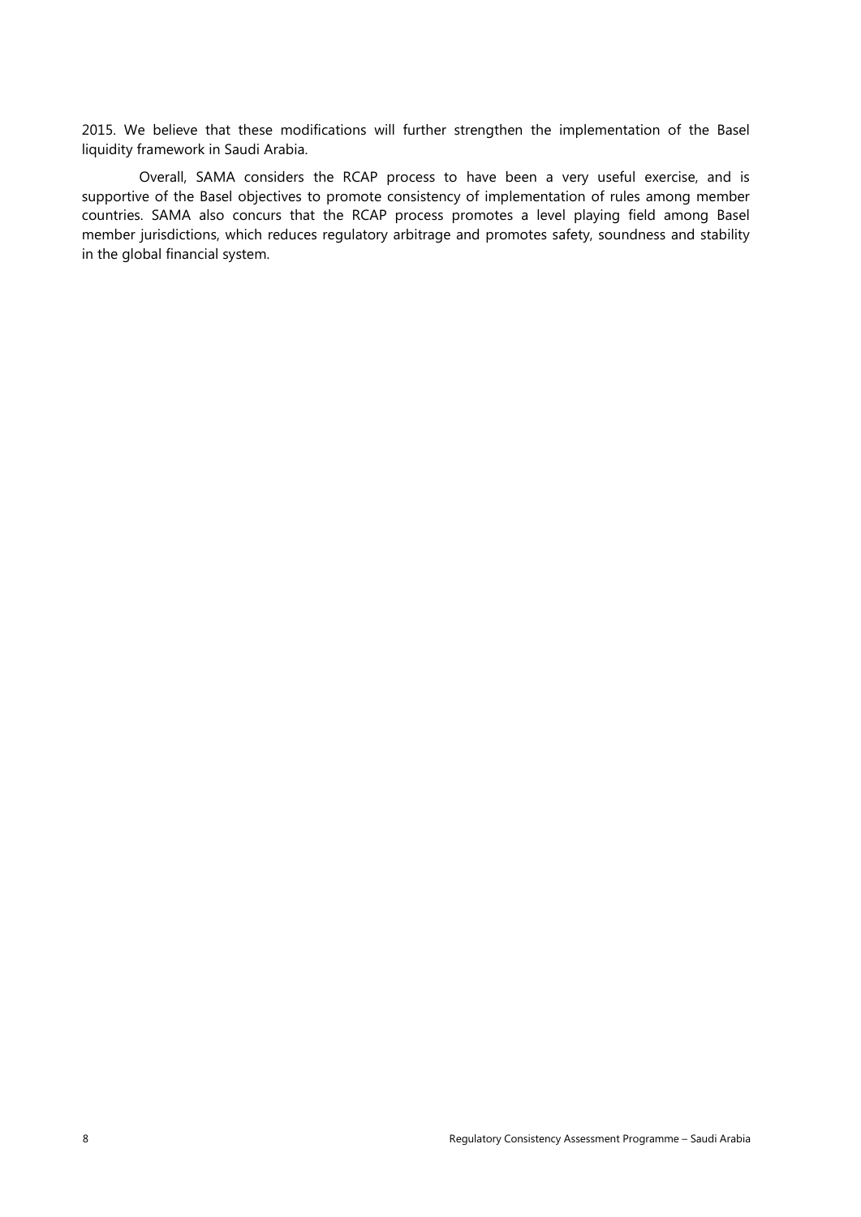2015. We believe that these modifications will further strengthen the implementation of the Basel liquidity framework in Saudi Arabia.

Overall, SAMA considers the RCAP process to have been a very useful exercise, and is supportive of the Basel objectives to promote consistency of implementation of rules among member countries. SAMA also concurs that the RCAP process promotes a level playing field among Basel member jurisdictions, which reduces regulatory arbitrage and promotes safety, soundness and stability in the global financial system.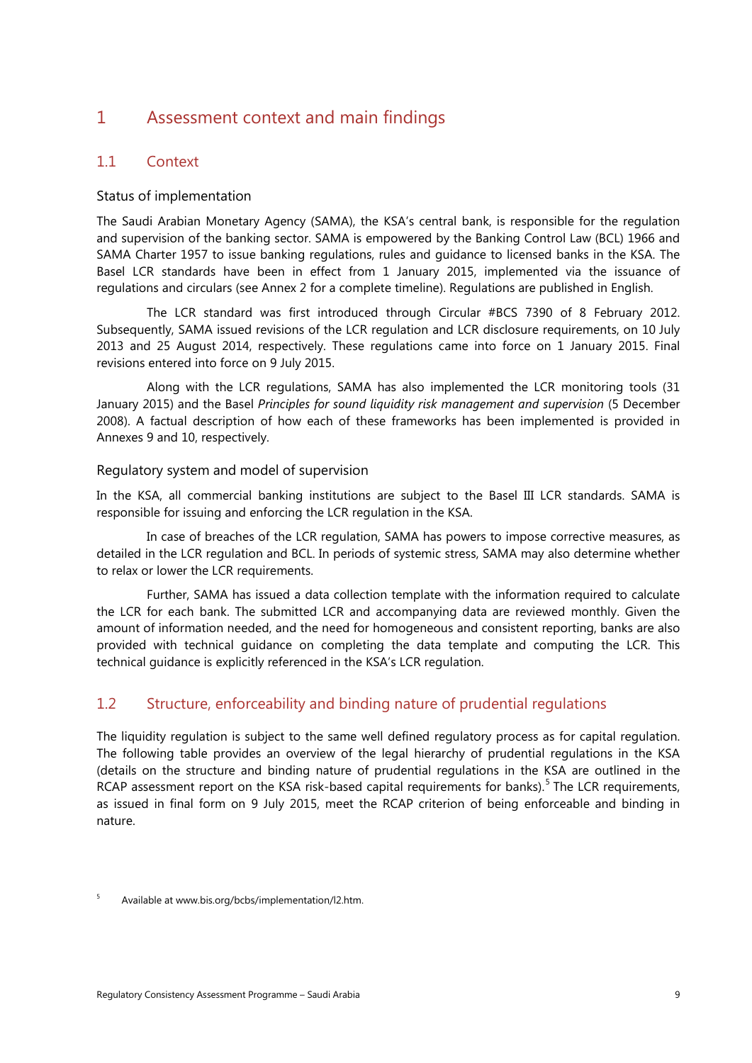# 1 Assessment context and main findings

## 1.1 Context

### Status of implementation

The Saudi Arabian Monetary Agency (SAMA), the KSA's central bank, is responsible for the regulation and supervision of the banking sector. SAMA is empowered by the Banking Control Law (BCL) 1966 and SAMA Charter 1957 to issue banking regulations, rules and guidance to licensed banks in the KSA. The Basel LCR standards have been in effect from 1 January 2015, implemented via the issuance of regulations and circulars (see Annex 2 for a complete timeline). Regulations are published in English.

The LCR standard was first introduced through Circular #BCS 7390 of 8 February 2012. Subsequently, SAMA issued revisions of the LCR regulation and LCR disclosure requirements, on 10 July 2013 and 25 August 2014, respectively. These regulations came into force on 1 January 2015. Final revisions entered into force on 9 July 2015.

Along with the LCR regulations, SAMA has also implemented the LCR monitoring tools (31 January 2015) and the Basel *Principles for sound liquidity risk management and supervision* (5 December 2008). A factual description of how each of these frameworks has been implemented is provided in Annexes 9 and 10, respectively.

### Regulatory system and model of supervision

In the KSA, all commercial banking institutions are subject to the Basel III LCR standards. SAMA is responsible for issuing and enforcing the LCR regulation in the KSA.

In case of breaches of the LCR regulation, SAMA has powers to impose corrective measures, as detailed in the LCR regulation and BCL. In periods of systemic stress, SAMA may also determine whether to relax or lower the LCR requirements.

Further, SAMA has issued a data collection template with the information required to calculate the LCR for each bank. The submitted LCR and accompanying data are reviewed monthly. Given the amount of information needed, and the need for homogeneous and consistent reporting, banks are also provided with technical guidance on completing the data template and computing the LCR. This technical guidance is explicitly referenced in the KSA's LCR regulation.

## 1.2 Structure, enforceability and binding nature of prudential regulations

The liquidity regulation is subject to the same well defined regulatory process as for capital regulation. The following table provides an overview of the legal hierarchy of prudential regulations in the KSA (details on the structure and binding nature of prudential regulations in the KSA are outlined in the RCAP assessment report on the KSA risk-based capital requirements for banks).[5] The LCR requirements, as issued in final form on 9 July 2015, meet the RCAP criterion of being enforceable and binding in nature.

[5] Available at www.bis.org/bcbs/implementation/l2.htm.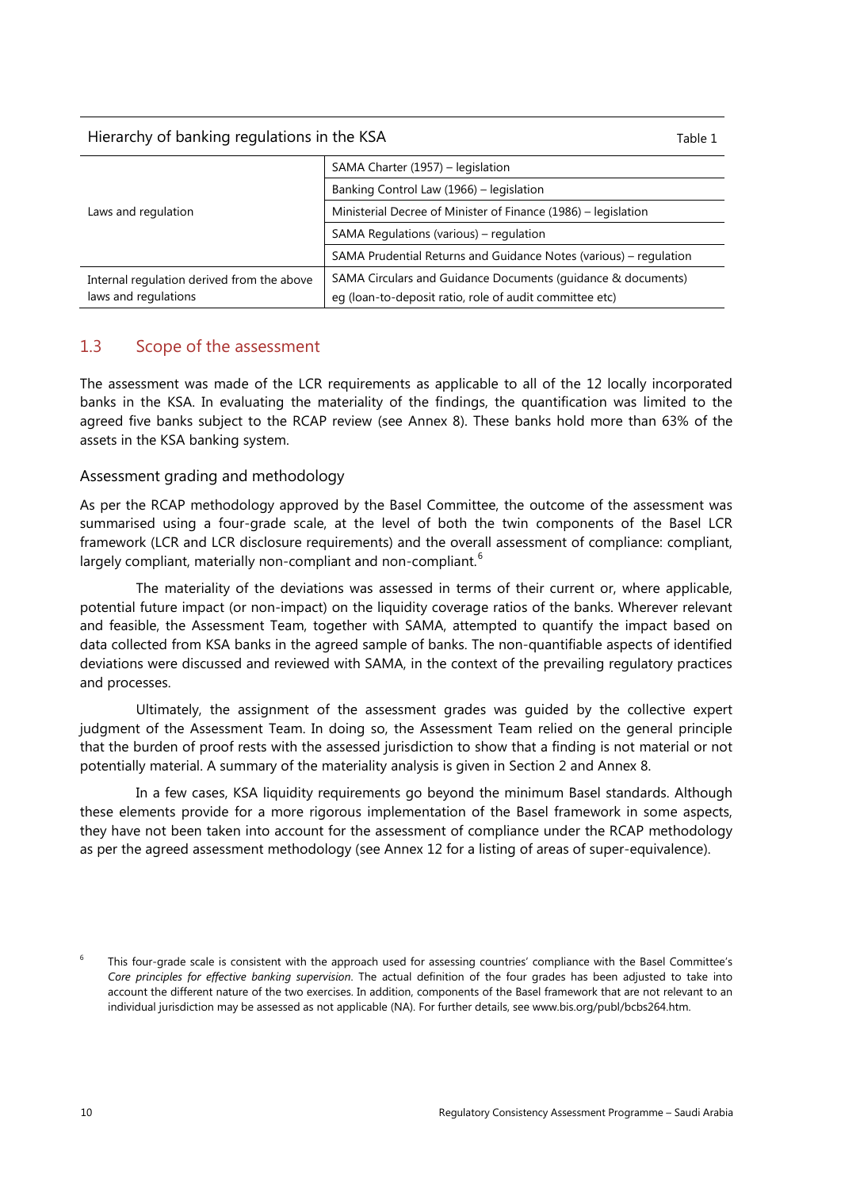Hierarchy of banking regulations in the KSA

Table 1

| | |
|---|---|
| Laws and regulation | SAMA Charter (1957) – legislation |
| | Banking Control Law (1966) – legislation |
| | Ministerial Decree of Minister of Finance (1986) – legislation |
| | SAMA Regulations (various) – regulation |
| | SAMA Prudential Returns and Guidance Notes (various) – regulation |
| Internal regulation derived from the above laws and regulations | SAMA Circulars and Guidance Documents (guidance & documents) eg (loan-to-deposit ratio, role of audit committee etc) |

## 1.3 Scope of the assessment

The assessment was made of the LCR requirements as applicable to all of the 12 locally incorporated banks in the KSA. In evaluating the materiality of the findings, the quantification was limited to the agreed five banks subject to the RCAP review (see Annex 8). These banks hold more than 63% of the assets in the KSA banking system.

### Assessment grading and methodology

As per the RCAP methodology approved by the Basel Committee, the outcome of the assessment was summarised using a four-grade scale, at the level of both the twin components of the Basel LCR framework (LCR and LCR disclosure requirements) and the overall assessment of compliance: compliant, largely compliant, materially non-compliant and non-compliant.[6]

The materiality of the deviations was assessed in terms of their current or, where applicable, potential future impact (or non-impact) on the liquidity coverage ratios of the banks. Wherever relevant and feasible, the Assessment Team, together with SAMA, attempted to quantify the impact based on data collected from KSA banks in the agreed sample of banks. The non-quantifiable aspects of identified deviations were discussed and reviewed with SAMA, in the context of the prevailing regulatory practices and processes.

Ultimately, the assignment of the assessment grades was guided by the collective expert judgment of the Assessment Team. In doing so, the Assessment Team relied on the general principle that the burden of proof rests with the assessed jurisdiction to show that a finding is not material or not potentially material. A summary of the materiality analysis is given in Section 2 and Annex 8.

In a few cases, KSA liquidity requirements go beyond the minimum Basel standards. Although these elements provide for a more rigorous implementation of the Basel framework in some aspects, they have not been taken into account for the assessment of compliance under the RCAP methodology as per the agreed assessment methodology (see Annex 12 for a listing of areas of super-equivalence).

[6] This four-grade scale is consistent with the approach used for assessing countries' compliance with the Basel Committee's *Core principles for effective banking supervision*. The actual definition of the four grades has been adjusted to take into account the different nature of the two exercises. In addition, components of the Basel framework that are not relevant to an individual jurisdiction may be assessed as not applicable (NA). For further details, see www.bis.org/publ/bcbs264.htm.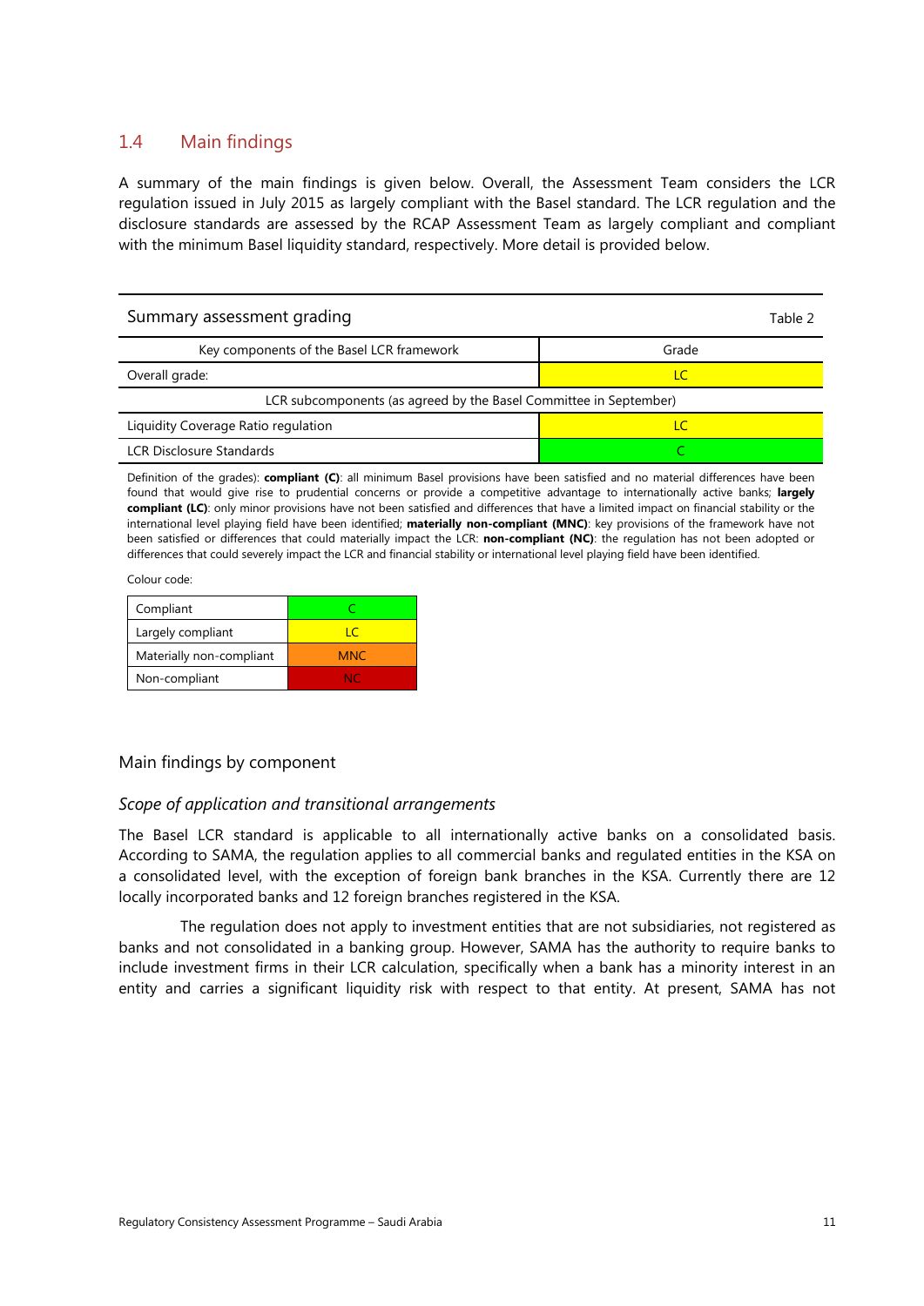## 1.4 Main findings

A summary of the main findings is given below. Overall, the Assessment Team considers the LCR regulation issued in July 2015 as largely compliant with the Basel standard. The LCR regulation and the disclosure standards are assessed by the RCAP Assessment Team as largely compliant and compliant with the minimum Basel liquidity standard, respectively. More detail is provided below.

Summary assessment grading — Table 2

| Key components of the Basel LCR framework | Grade |
|---|---|
| Overall grade: | LC |
| LCR subcomponents (as agreed by the Basel Committee in September) | |
| Liquidity Coverage Ratio regulation | LC |
| LCR Disclosure Standards | C |

Definition of the grades): **compliant (C)**: all minimum Basel provisions have been satisfied and no material differences have been found that would give rise to prudential concerns or provide a competitive advantage to internationally active banks; **largely compliant (LC)**: only minor provisions have not been satisfied and differences that have a limited impact on financial stability or the international level playing field have been identified; **materially non-compliant (MNC)**: key provisions of the framework have not been satisfied or differences that could materially impact the LCR: **non-compliant (NC)**: the regulation has not been adopted or differences that could severely impact the LCR and financial stability or international level playing field have been identified.

Colour code:

| | |
|---|---|
| Compliant | C |
| Largely compliant | LC |
| Materially non-compliant | MNC |
| Non-compliant | NC |

### Main findings by component

#### *Scope of application and transitional arrangements*

The Basel LCR standard is applicable to all internationally active banks on a consolidated basis. According to SAMA, the regulation applies to all commercial banks and regulated entities in the KSA on a consolidated level, with the exception of foreign bank branches in the KSA. Currently there are 12 locally incorporated banks and 12 foreign branches registered in the KSA.

The regulation does not apply to investment entities that are not subsidiaries, not registered as banks and not consolidated in a banking group. However, SAMA has the authority to require banks to include investment firms in their LCR calculation, specifically when a bank has a minority interest in an entity and carries a significant liquidity risk with respect to that entity. At present, SAMA has not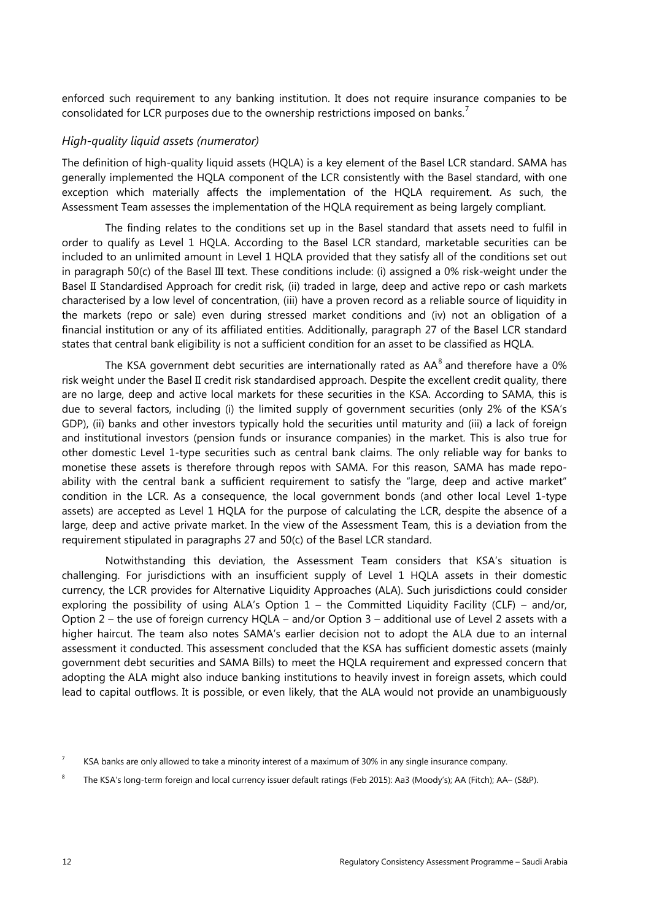enforced such requirement to any banking institution. It does not require insurance companies to be consolidated for LCR purposes due to the ownership restrictions imposed on banks.[7]

*High-quality liquid assets (numerator)*

The definition of high-quality liquid assets (HQLA) is a key element of the Basel LCR standard. SAMA has generally implemented the HQLA component of the LCR consistently with the Basel standard, with one exception which materially affects the implementation of the HQLA requirement. As such, the Assessment Team assesses the implementation of the HQLA requirement as being largely compliant.

The finding relates to the conditions set up in the Basel standard that assets need to fulfil in order to qualify as Level 1 HQLA. According to the Basel LCR standard, marketable securities can be included to an unlimited amount in Level 1 HQLA provided that they satisfy all of the conditions set out in paragraph 50(c) of the Basel III text. These conditions include: (i) assigned a 0% risk-weight under the Basel II Standardised Approach for credit risk, (ii) traded in large, deep and active repo or cash markets characterised by a low level of concentration, (iii) have a proven record as a reliable source of liquidity in the markets (repo or sale) even during stressed market conditions and (iv) not an obligation of a financial institution or any of its affiliated entities. Additionally, paragraph 27 of the Basel LCR standard states that central bank eligibility is not a sufficient condition for an asset to be classified as HQLA.

The KSA government debt securities are internationally rated as AA[8] and therefore have a 0% risk weight under the Basel II credit risk standardised approach. Despite the excellent credit quality, there are no large, deep and active local markets for these securities in the KSA. According to SAMA, this is due to several factors, including (i) the limited supply of government securities (only 2% of the KSA's GDP), (ii) banks and other investors typically hold the securities until maturity and (iii) a lack of foreign and institutional investors (pension funds or insurance companies) in the market. This is also true for other domestic Level 1-type securities such as central bank claims. The only reliable way for banks to monetise these assets is therefore through repos with SAMA. For this reason, SAMA has made repo-ability with the central bank a sufficient requirement to satisfy the "large, deep and active market" condition in the LCR. As a consequence, the local government bonds (and other local Level 1-type assets) are accepted as Level 1 HQLA for the purpose of calculating the LCR, despite the absence of a large, deep and active private market. In the view of the Assessment Team, this is a deviation from the requirement stipulated in paragraphs 27 and 50(c) of the Basel LCR standard.

Notwithstanding this deviation, the Assessment Team considers that KSA's situation is challenging. For jurisdictions with an insufficient supply of Level 1 HQLA assets in their domestic currency, the LCR provides for Alternative Liquidity Approaches (ALA). Such jurisdictions could consider exploring the possibility of using ALA's Option 1 – the Committed Liquidity Facility (CLF) – and/or, Option 2 – the use of foreign currency HQLA – and/or Option 3 – additional use of Level 2 assets with a higher haircut. The team also notes SAMA's earlier decision not to adopt the ALA due to an internal assessment it conducted. This assessment concluded that the KSA has sufficient domestic assets (mainly government debt securities and SAMA Bills) to meet the HQLA requirement and expressed concern that adopting the ALA might also induce banking institutions to heavily invest in foreign assets, which could lead to capital outflows. It is possible, or even likely, that the ALA would not provide an unambiguously

[7] KSA banks are only allowed to take a minority interest of a maximum of 30% in any single insurance company.

[8] The KSA's long-term foreign and local currency issuer default ratings (Feb 2015): Aa3 (Moody's); AA (Fitch); AA– (S&P).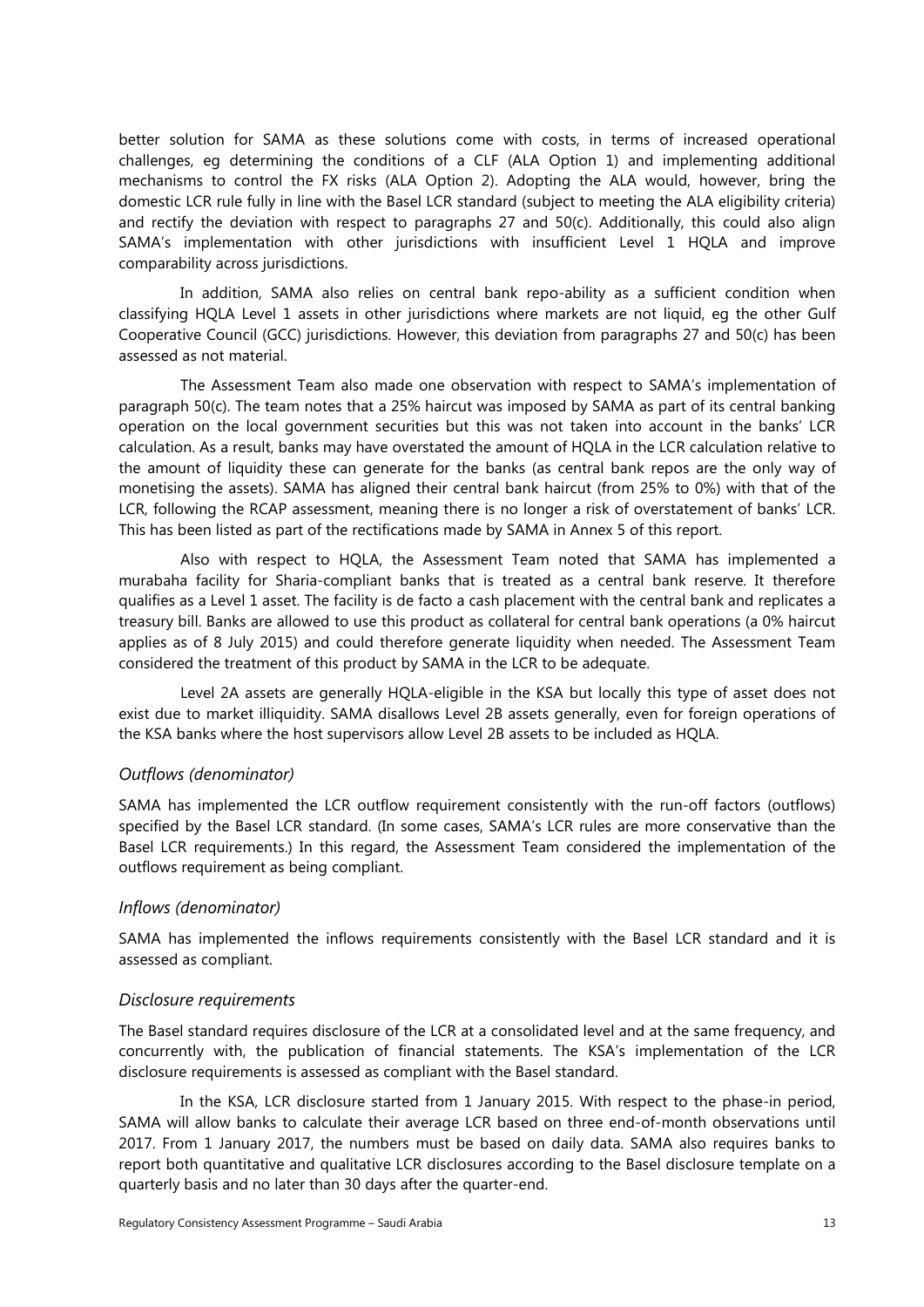better solution for SAMA as these solutions come with costs, in terms of increased operational challenges, eg determining the conditions of a CLF (ALA Option 1) and implementing additional mechanisms to control the FX risks (ALA Option 2). Adopting the ALA would, however, bring the domestic LCR rule fully in line with the Basel LCR standard (subject to meeting the ALA eligibility criteria) and rectify the deviation with respect to paragraphs 27 and 50(c). Additionally, this could also align SAMA's implementation with other jurisdictions with insufficient Level 1 HQLA and improve comparability across jurisdictions.

In addition, SAMA also relies on central bank repo-ability as a sufficient condition when classifying HQLA Level 1 assets in other jurisdictions where markets are not liquid, eg the other Gulf Cooperative Council (GCC) jurisdictions. However, this deviation from paragraphs 27 and 50(c) has been assessed as not material.

The Assessment Team also made one observation with respect to SAMA's implementation of paragraph 50(c). The team notes that a 25% haircut was imposed by SAMA as part of its central banking operation on the local government securities but this was not taken into account in the banks' LCR calculation. As a result, banks may have overstated the amount of HQLA in the LCR calculation relative to the amount of liquidity these can generate for the banks (as central bank repos are the only way of monetising the assets). SAMA has aligned their central bank haircut (from 25% to 0%) with that of the LCR, following the RCAP assessment, meaning there is no longer a risk of overstatement of banks' LCR. This has been listed as part of the rectifications made by SAMA in Annex 5 of this report.

Also with respect to HQLA, the Assessment Team noted that SAMA has implemented a murabaha facility for Sharia-compliant banks that is treated as a central bank reserve. It therefore qualifies as a Level 1 asset. The facility is de facto a cash placement with the central bank and replicates a treasury bill. Banks are allowed to use this product as collateral for central bank operations (a 0% haircut applies as of 8 July 2015) and could therefore generate liquidity when needed. The Assessment Team considered the treatment of this product by SAMA in the LCR to be adequate.

Level 2A assets are generally HQLA-eligible in the KSA but locally this type of asset does not exist due to market illiquidity. SAMA disallows Level 2B assets generally, even for foreign operations of the KSA banks where the host supervisors allow Level 2B assets to be included as HQLA.

### *Outflows (denominator)*

SAMA has implemented the LCR outflow requirement consistently with the run-off factors (outflows) specified by the Basel LCR standard. (In some cases, SAMA's LCR rules are more conservative than the Basel LCR requirements.) In this regard, the Assessment Team considered the implementation of the outflows requirement as being compliant.

### *Inflows (denominator)*

SAMA has implemented the inflows requirements consistently with the Basel LCR standard and it is assessed as compliant.

### *Disclosure requirements*

The Basel standard requires disclosure of the LCR at a consolidated level and at the same frequency, and concurrently with, the publication of financial statements. The KSA's implementation of the LCR disclosure requirements is assessed as compliant with the Basel standard.

In the KSA, LCR disclosure started from 1 January 2015. With respect to the phase-in period, SAMA will allow banks to calculate their average LCR based on three end-of-month observations until 2017. From 1 January 2017, the numbers must be based on daily data. SAMA also requires banks to report both quantitative and qualitative LCR disclosures according to the Basel disclosure template on a quarterly basis and no later than 30 days after the quarter-end.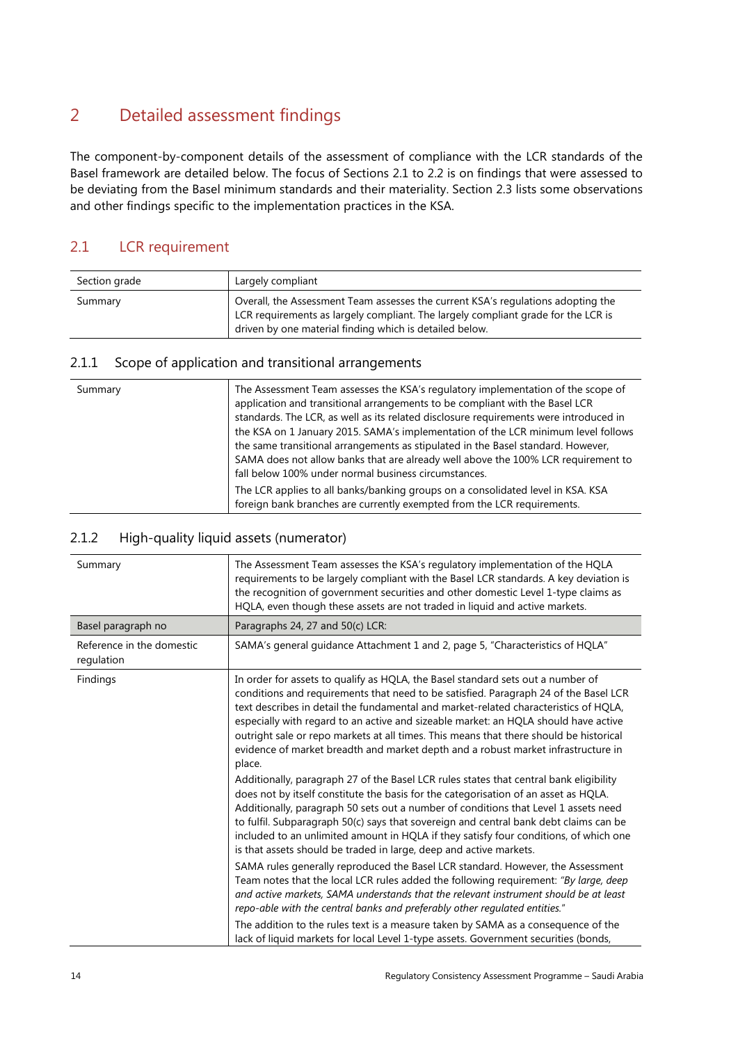# 2 Detailed assessment findings

The component-by-component details of the assessment of compliance with the LCR standards of the Basel framework are detailed below. The focus of Sections 2.1 to 2.2 is on findings that were assessed to be deviating from the Basel minimum standards and their materiality. Section 2.3 lists some observations and other findings specific to the implementation practices in the KSA.

## 2.1 LCR requirement

| Section grade | Largely compliant |
|---|---|
| Summary | Overall, the Assessment Team assesses the current KSA's regulations adopting the LCR requirements as largely compliant. The largely compliant grade for the LCR is driven by one material finding which is detailed below. |

### 2.1.1 Scope of application and transitional arrangements

| Summary | The Assessment Team assesses the KSA's regulatory implementation of the scope of application and transitional arrangements to be compliant with the Basel LCR standards. The LCR, as well as its related disclosure requirements were introduced in the KSA on 1 January 2015. SAMA's implementation of the LCR minimum level follows the same transitional arrangements as stipulated in the Basel standard. However, SAMA does not allow banks that are already well above the 100% LCR requirement to fall below 100% under normal business circumstances.<br><br>The LCR applies to all banks/banking groups on a consolidated level in KSA. KSA foreign bank branches are currently exempted from the LCR requirements. |
|---|---|

### 2.1.2 High-quality liquid assets (numerator)

| Summary | The Assessment Team assesses the KSA's regulatory implementation of the HQLA requirements to be largely compliant with the Basel LCR standards. A key deviation is the recognition of government securities and other domestic Level 1-type claims as HQLA, even though these assets are not traded in liquid and active markets. |
|---|---|
| Basel paragraph no | Paragraphs 24, 27 and 50(c) LCR: |
| Reference in the domestic regulation | SAMA's general guidance Attachment 1 and 2, page 5, "Characteristics of HQLA" |
| Findings | In order for assets to qualify as HQLA, the Basel standard sets out a number of conditions and requirements that need to be satisfied. Paragraph 24 of the Basel LCR text describes in detail the fundamental and market-related characteristics of HQLA, especially with regard to an active and sizeable market: an HQLA should have active outright sale or repo markets at all times. This means that there should be historical evidence of market breadth and market depth and a robust market infrastructure in place.<br><br>Additionally, paragraph 27 of the Basel LCR rules states that central bank eligibility does not by itself constitute the basis for the categorisation of an asset as HQLA. Additionally, paragraph 50 sets out a number of conditions that Level 1 assets need to fulfil. Subparagraph 50(c) says that sovereign and central bank debt claims can be included to an unlimited amount in HQLA if they satisfy four conditions, of which one is that assets should be traded in large, deep and active markets.<br><br>SAMA rules generally reproduced the Basel LCR standard. However, the Assessment Team notes that the local LCR rules added the following requirement: *"By large, deep and active markets, SAMA understands that the relevant instrument should be at least repo-able with the central banks and preferably other regulated entities."*<br><br>The addition to the rules text is a measure taken by SAMA as a consequence of the lack of liquid markets for local Level 1-type assets. Government securities (bonds, |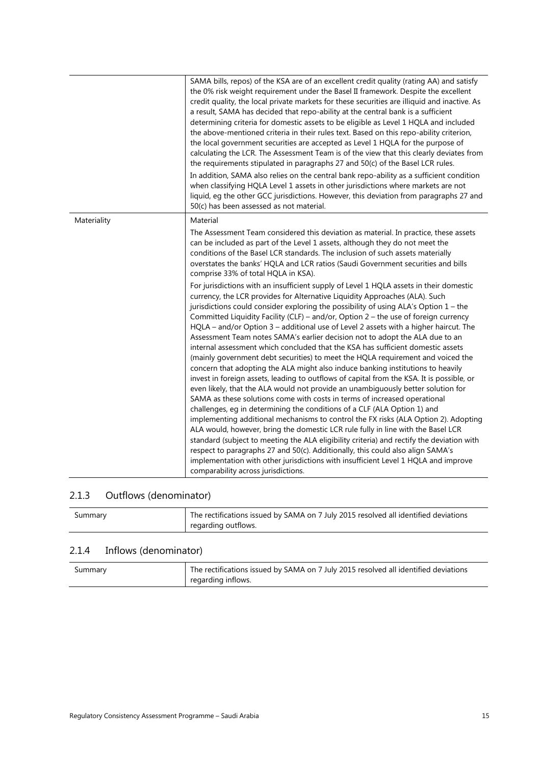| | |
|---|---|
| | SAMA bills, repos) of the KSA are of an excellent credit quality (rating AA) and satisfy the 0% risk weight requirement under the Basel II framework. Despite the excellent credit quality, the local private markets for these securities are illiquid and inactive. As a result, SAMA has decided that repo-ability at the central bank is a sufficient determining criteria for domestic assets to be eligible as Level 1 HQLA and included the above-mentioned criteria in their rules text. Based on this repo-ability criterion, the local government securities are accepted as Level 1 HQLA for the purpose of calculating the LCR. The Assessment Team is of the view that this clearly deviates from the requirements stipulated in paragraphs 27 and 50(c) of the Basel LCR rules.<br><br>In addition, SAMA also relies on the central bank repo-ability as a sufficient condition when classifying HQLA Level 1 assets in other jurisdictions where markets are not liquid, eg the other GCC jurisdictions. However, this deviation from paragraphs 27 and 50(c) has been assessed as not material. |
| Materiality | Material<br><br>The Assessment Team considered this deviation as material. In practice, these assets can be included as part of the Level 1 assets, although they do not meet the conditions of the Basel LCR standards. The inclusion of such assets materially overstates the banks' HQLA and LCR ratios (Saudi Government securities and bills comprise 33% of total HQLA in KSA).<br><br>For jurisdictions with an insufficient supply of Level 1 HQLA assets in their domestic currency, the LCR provides for Alternative Liquidity Approaches (ALA). Such jurisdictions could consider exploring the possibility of using ALA's Option 1 – the Committed Liquidity Facility (CLF) – and/or, Option 2 – the use of foreign currency HQLA – and/or Option 3 – additional use of Level 2 assets with a higher haircut. The Assessment Team notes SAMA's earlier decision not to adopt the ALA due to an internal assessment which concluded that the KSA has sufficient domestic assets (mainly government debt securities) to meet the HQLA requirement and voiced the concern that adopting the ALA might also induce banking institutions to heavily invest in foreign assets, leading to outflows of capital from the KSA. It is possible, or even likely, that the ALA would not provide an unambiguously better solution for SAMA as these solutions come with costs in terms of increased operational challenges, eg in determining the conditions of a CLF (ALA Option 1) and implementing additional mechanisms to control the FX risks (ALA Option 2). Adopting ALA would, however, bring the domestic LCR rule fully in line with the Basel LCR standard (subject to meeting the ALA eligibility criteria) and rectify the deviation with respect to paragraphs 27 and 50(c). Additionally, this could also align SAMA's implementation with other jurisdictions with insufficient Level 1 HQLA and improve comparability across jurisdictions. |

### 2.1.3 Outflows (denominator)

| | |
|---|---|
| Summary | The rectifications issued by SAMA on 7 July 2015 resolved all identified deviations regarding outflows. |

### 2.1.4 Inflows (denominator)

| | |
|---|---|
| Summary | The rectifications issued by SAMA on 7 July 2015 resolved all identified deviations regarding inflows. |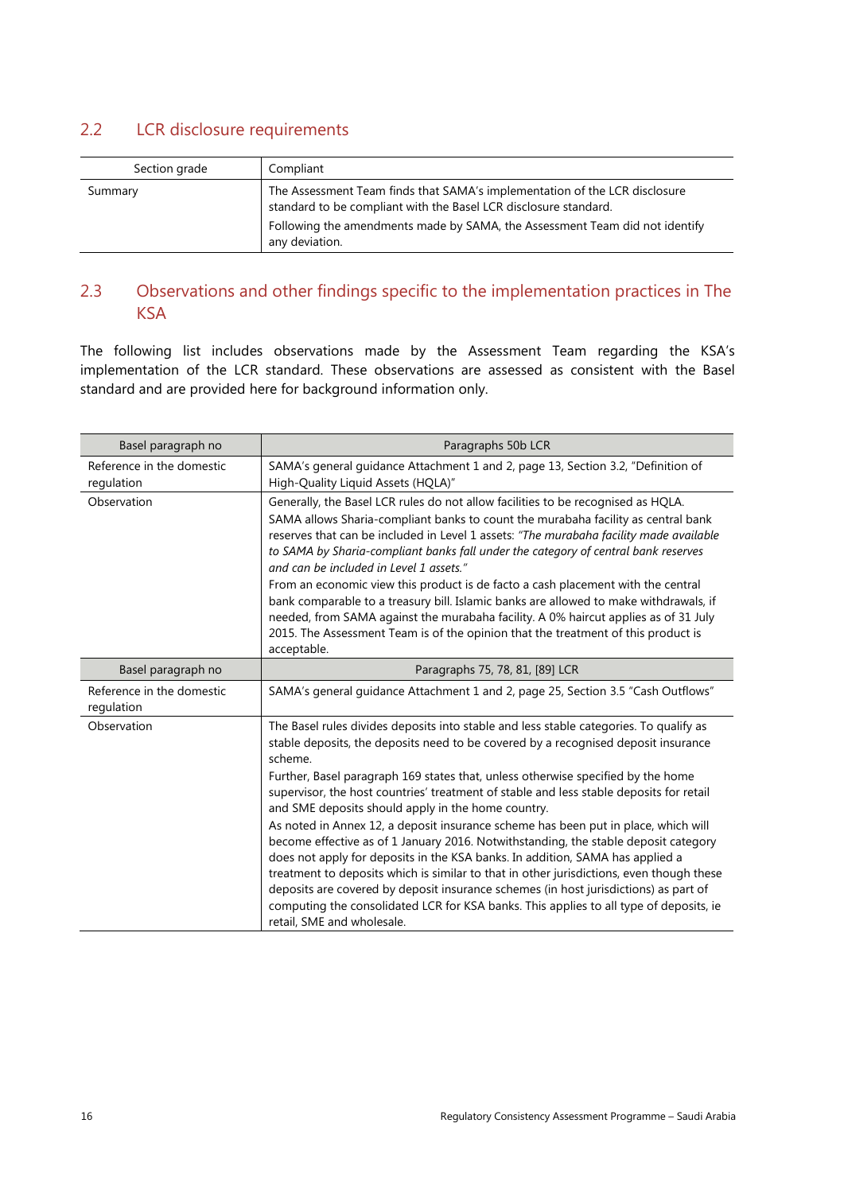## 2.2 LCR disclosure requirements

| Section grade | Compliant |
|---|---|
| Summary | The Assessment Team finds that SAMA's implementation of the LCR disclosure standard to be compliant with the Basel LCR disclosure standard.<br>Following the amendments made by SAMA, the Assessment Team did not identify any deviation. |

## 2.3 Observations and other findings specific to the implementation practices in The KSA

The following list includes observations made by the Assessment Team regarding the KSA's implementation of the LCR standard. These observations are assessed as consistent with the Basel standard and are provided here for background information only.

| Basel paragraph no | Paragraphs 50b LCR |
|---|---|
| Reference in the domestic regulation | SAMA's general guidance Attachment 1 and 2, page 13, Section 3.2, "Definition of High-Quality Liquid Assets (HQLA)" |
| Observation | Generally, the Basel LCR rules do not allow facilities to be recognised as HQLA.<br>SAMA allows Sharia-compliant banks to count the murabaha facility as central bank reserves that can be included in Level 1 assets: *"The murabaha facility made available to SAMA by Sharia-compliant banks fall under the category of central bank reserves and can be included in Level 1 assets."*<br>From an economic view this product is de facto a cash placement with the central bank comparable to a treasury bill. Islamic banks are allowed to make withdrawals, if needed, from SAMA against the murabaha facility. A 0% haircut applies as of 31 July 2015. The Assessment Team is of the opinion that the treatment of this product is acceptable. |
| **Basel paragraph no** | **Paragraphs 75, 78, 81, [89] LCR** |
| Reference in the domestic regulation | SAMA's general guidance Attachment 1 and 2, page 25, Section 3.5 "Cash Outflows" |
| Observation | The Basel rules divides deposits into stable and less stable categories. To qualify as stable deposits, the deposits need to be covered by a recognised deposit insurance scheme.<br>Further, Basel paragraph 169 states that, unless otherwise specified by the home supervisor, the host countries' treatment of stable and less stable deposits for retail and SME deposits should apply in the home country.<br>As noted in Annex 12, a deposit insurance scheme has been put in place, which will become effective as of 1 January 2016. Notwithstanding, the stable deposit category does not apply for deposits in the KSA banks. In addition, SAMA has applied a treatment to deposits which is similar to that in other jurisdictions, even though these deposits are covered by deposit insurance schemes (in host jurisdictions) as part of computing the consolidated LCR for KSA banks. This applies to all type of deposits, ie retail, SME and wholesale. |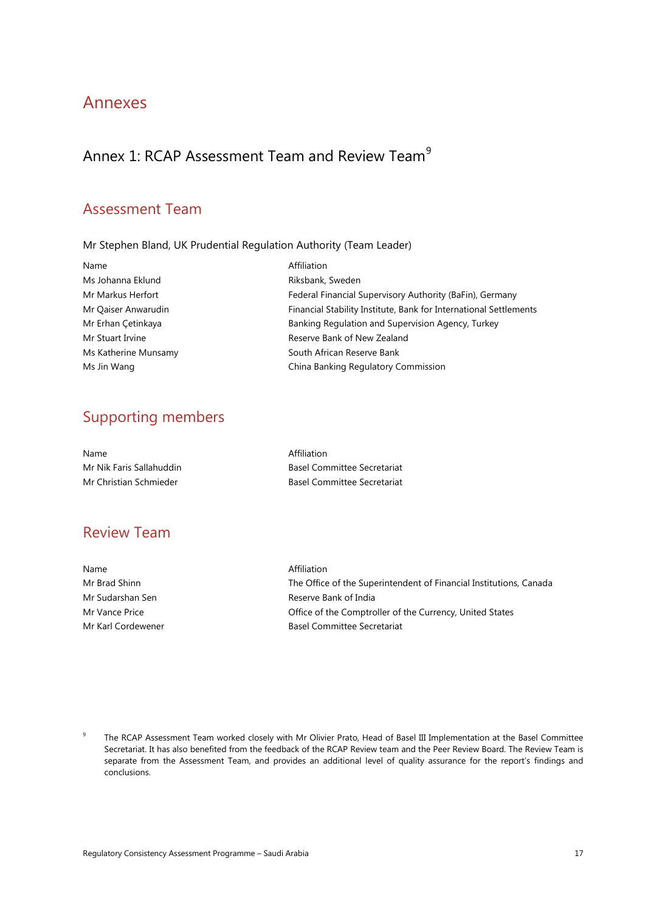# Annexes

## Annex 1: RCAP Assessment Team and Review Team[9]

### Assessment Team

Mr Stephen Bland, UK Prudential Regulation Authority (Team Leader)

| Name | Affiliation |
|---|---|
| Ms Johanna Eklund | Riksbank, Sweden |
| Mr Markus Herfort | Federal Financial Supervisory Authority (BaFin), Germany |
| Mr Qaiser Anwarudin | Financial Stability Institute, Bank for International Settlements |
| Mr Erhan Çetinkaya | Banking Regulation and Supervision Agency, Turkey |
| Mr Stuart Irvine | Reserve Bank of New Zealand |
| Ms Katherine Munsamy | South African Reserve Bank |
| Ms Jin Wang | China Banking Regulatory Commission |

### Supporting members

| Name | Affiliation |
|---|---|
| Mr Nik Faris Sallahuddin | Basel Committee Secretariat |
| Mr Christian Schmieder | Basel Committee Secretariat |

### Review Team

| Name | Affiliation |
|---|---|
| Mr Brad Shinn | The Office of the Superintendent of Financial Institutions, Canada |
| Mr Sudarshan Sen | Reserve Bank of India |
| Mr Vance Price | Office of the Comptroller of the Currency, United States |
| Mr Karl Cordewener | Basel Committee Secretariat |

[9] The RCAP Assessment Team worked closely with Mr Olivier Prato, Head of Basel III Implementation at the Basel Committee Secretariat. It has also benefited from the feedback of the RCAP Review team and the Peer Review Board. The Review Team is separate from the Assessment Team, and provides an additional level of quality assurance for the report's findings and conclusions.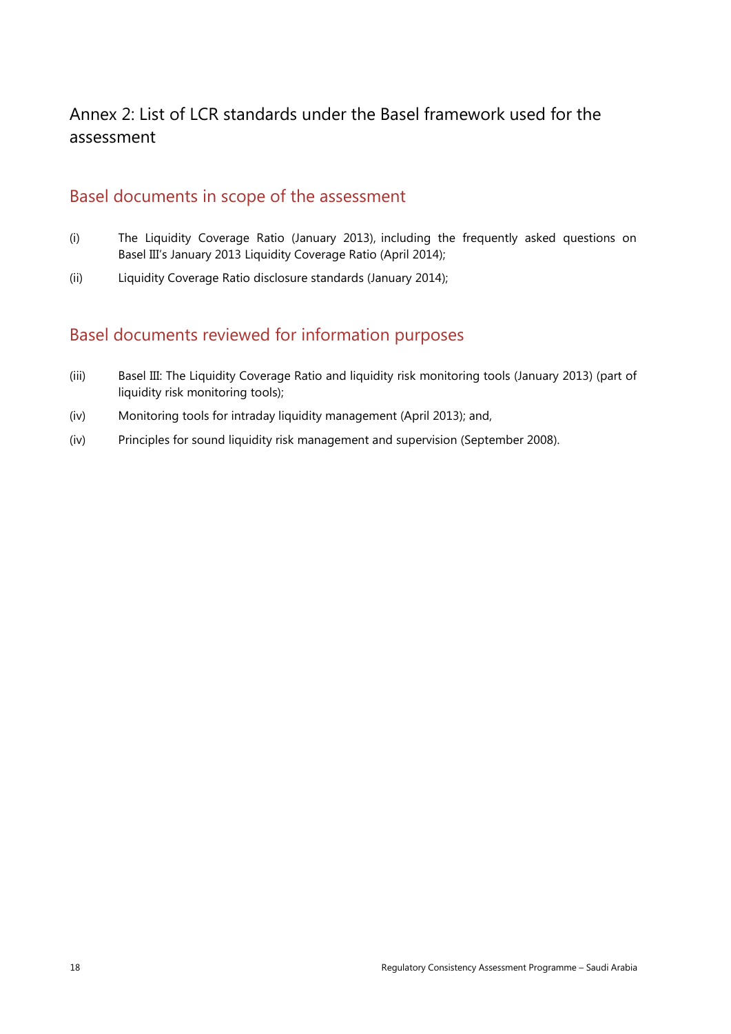# Annex 2: List of LCR standards under the Basel framework used for the assessment

## Basel documents in scope of the assessment

(i) The Liquidity Coverage Ratio (January 2013), including the frequently asked questions on Basel III's January 2013 Liquidity Coverage Ratio (April 2014);

(ii) Liquidity Coverage Ratio disclosure standards (January 2014);

## Basel documents reviewed for information purposes

(iii) Basel III: The Liquidity Coverage Ratio and liquidity risk monitoring tools (January 2013) (part of liquidity risk monitoring tools);

(iv) Monitoring tools for intraday liquidity management (April 2013); and,

(iv) Principles for sound liquidity risk management and supervision (September 2008).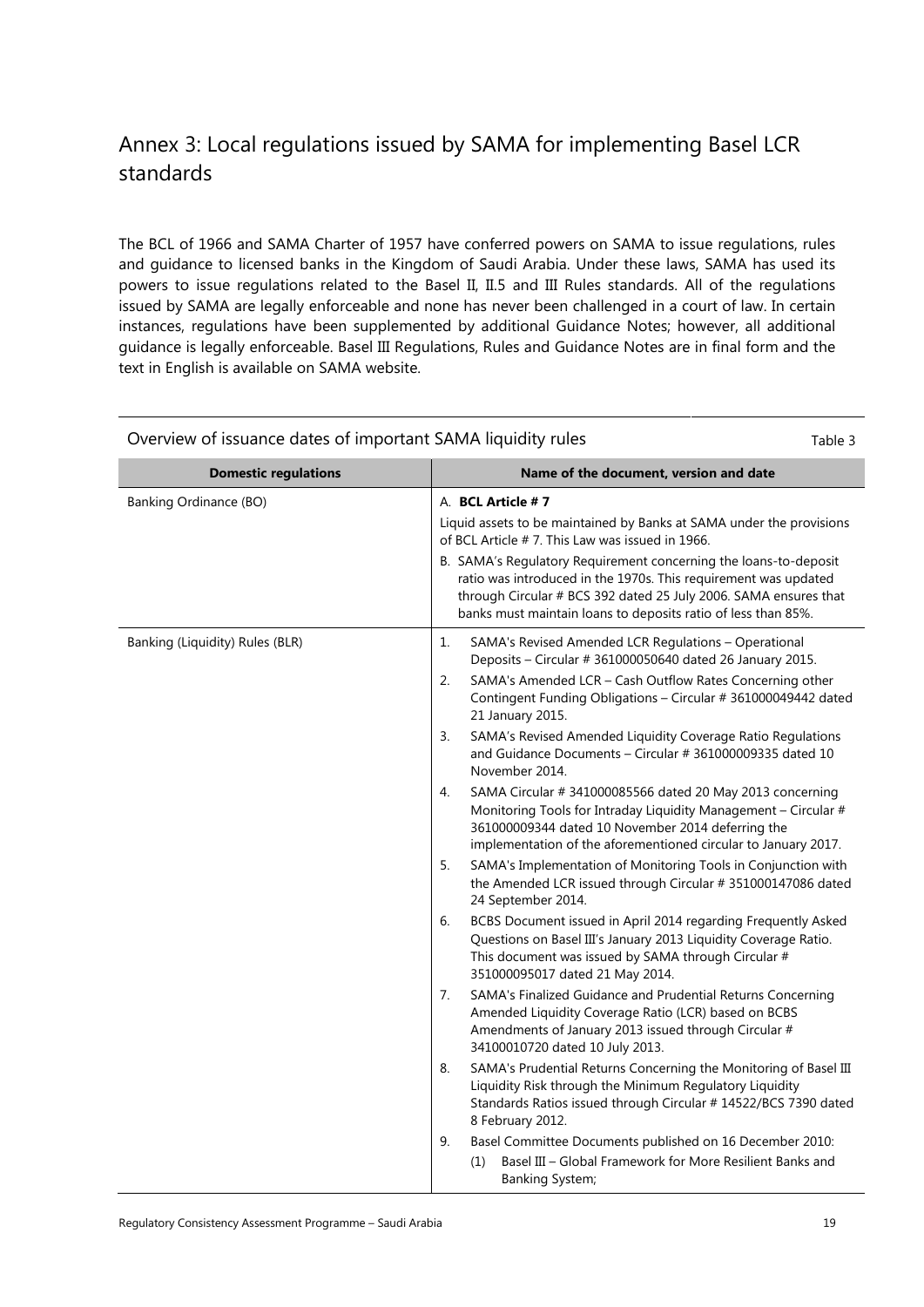# Annex 3: Local regulations issued by SAMA for implementing Basel LCR standards

The BCL of 1966 and SAMA Charter of 1957 have conferred powers on SAMA to issue regulations, rules and guidance to licensed banks in the Kingdom of Saudi Arabia. Under these laws, SAMA has used its powers to issue regulations related to the Basel II, II.5 and III Rules standards. All of the regulations issued by SAMA are legally enforceable and none has never been challenged in a court of law. In certain instances, regulations have been supplemented by additional Guidance Notes; however, all additional guidance is legally enforceable. Basel III Regulations, Rules and Guidance Notes are in final form and the text in English is available on SAMA website.

Overview of issuance dates of important SAMA liquidity rules — Table 3

| Domestic regulations | Name of the document, version and date |
|---|---|
| Banking Ordinance (BO) | A. **BCL Article # 7**<br>Liquid assets to be maintained by Banks at SAMA under the provisions of BCL Article # 7. This Law was issued in 1966.<br>B. SAMA's Regulatory Requirement concerning the loans-to-deposit ratio was introduced in the 1970s. This requirement was updated through Circular # BCS 392 dated 25 July 2006. SAMA ensures that banks must maintain loans to deposits ratio of less than 85%. |
| Banking (Liquidity) Rules (BLR) | 1. SAMA's Revised Amended LCR Regulations – Operational Deposits – Circular # 361000050640 dated 26 January 2015.<br>2. SAMA's Amended LCR – Cash Outflow Rates Concerning other Contingent Funding Obligations – Circular # 361000049442 dated 21 January 2015.<br>3. SAMA's Revised Amended Liquidity Coverage Ratio Regulations and Guidance Documents – Circular # 361000009335 dated 10 November 2014.<br>4. SAMA Circular # 341000085566 dated 20 May 2013 concerning Monitoring Tools for Intraday Liquidity Management – Circular # 361000009344 dated 10 November 2014 deferring the implementation of the aforementioned circular to January 2017.<br>5. SAMA's Implementation of Monitoring Tools in Conjunction with the Amended LCR issued through Circular # 351000147086 dated 24 September 2014.<br>6. BCBS Document issued in April 2014 regarding Frequently Asked Questions on Basel III's January 2013 Liquidity Coverage Ratio. This document was issued by SAMA through Circular # 351000095017 dated 21 May 2014.<br>7. SAMA's Finalized Guidance and Prudential Returns Concerning Amended Liquidity Coverage Ratio (LCR) based on BCBS Amendments of January 2013 issued through Circular # 34100010720 dated 10 July 2013.<br>8. SAMA's Prudential Returns Concerning the Monitoring of Basel III Liquidity Risk through the Minimum Regulatory Liquidity Standards Ratios issued through Circular # 14522/BCS 7390 dated 8 February 2012.<br>9. Basel Committee Documents published on 16 December 2010:<br>(1) Basel III – Global Framework for More Resilient Banks and Banking System; |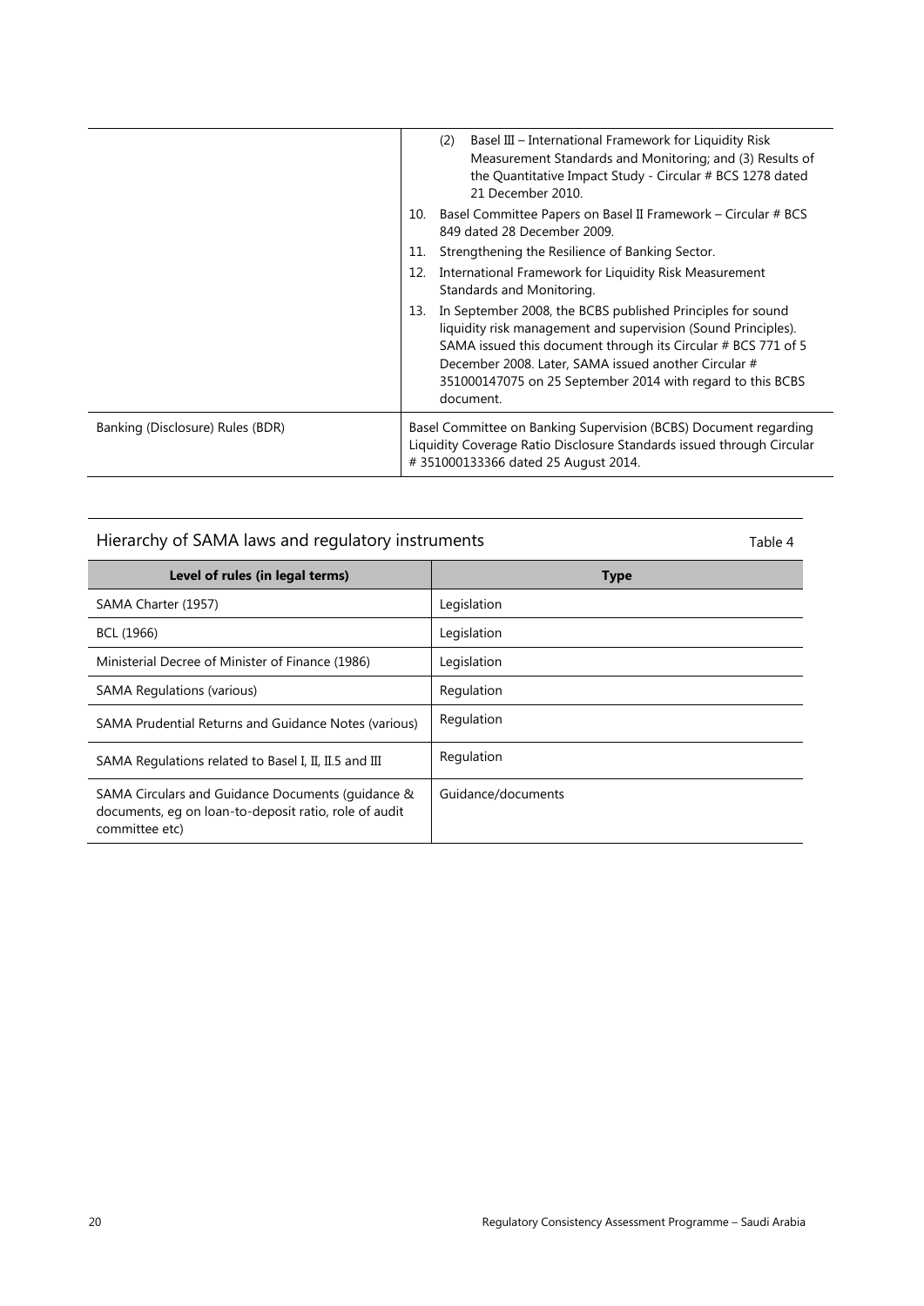| | |
|---|---|
| | (2) Basel III – International Framework for Liquidity Risk Measurement Standards and Monitoring; and (3) Results of the Quantitative Impact Study - Circular # BCS 1278 dated 21 December 2010.<br>10. Basel Committee Papers on Basel II Framework – Circular # BCS 849 dated 28 December 2009.<br>11. Strengthening the Resilience of Banking Sector.<br>12. International Framework for Liquidity Risk Measurement Standards and Monitoring.<br>13. In September 2008, the BCBS published Principles for sound liquidity risk management and supervision (Sound Principles). SAMA issued this document through its Circular # BCS 771 of 5 December 2008. Later, SAMA issued another Circular # 351000147075 on 25 September 2014 with regard to this BCBS document. |
| Banking (Disclosure) Rules (BDR) | Basel Committee on Banking Supervision (BCBS) Document regarding Liquidity Coverage Ratio Disclosure Standards issued through Circular # 351000133366 dated 25 August 2014. |

## Hierarchy of SAMA laws and regulatory instruments

Table 4

| Level of rules (in legal terms) | Type |
|---|---|
| SAMA Charter (1957) | Legislation |
| BCL (1966) | Legislation |
| Ministerial Decree of Minister of Finance (1986) | Legislation |
| SAMA Regulations (various) | Regulation |
| SAMA Prudential Returns and Guidance Notes (various) | Regulation |
| SAMA Regulations related to Basel I, II, II.5 and III | Regulation |
| SAMA Circulars and Guidance Documents (guidance & documents, eg on loan-to-deposit ratio, role of audit committee etc) | Guidance/documents |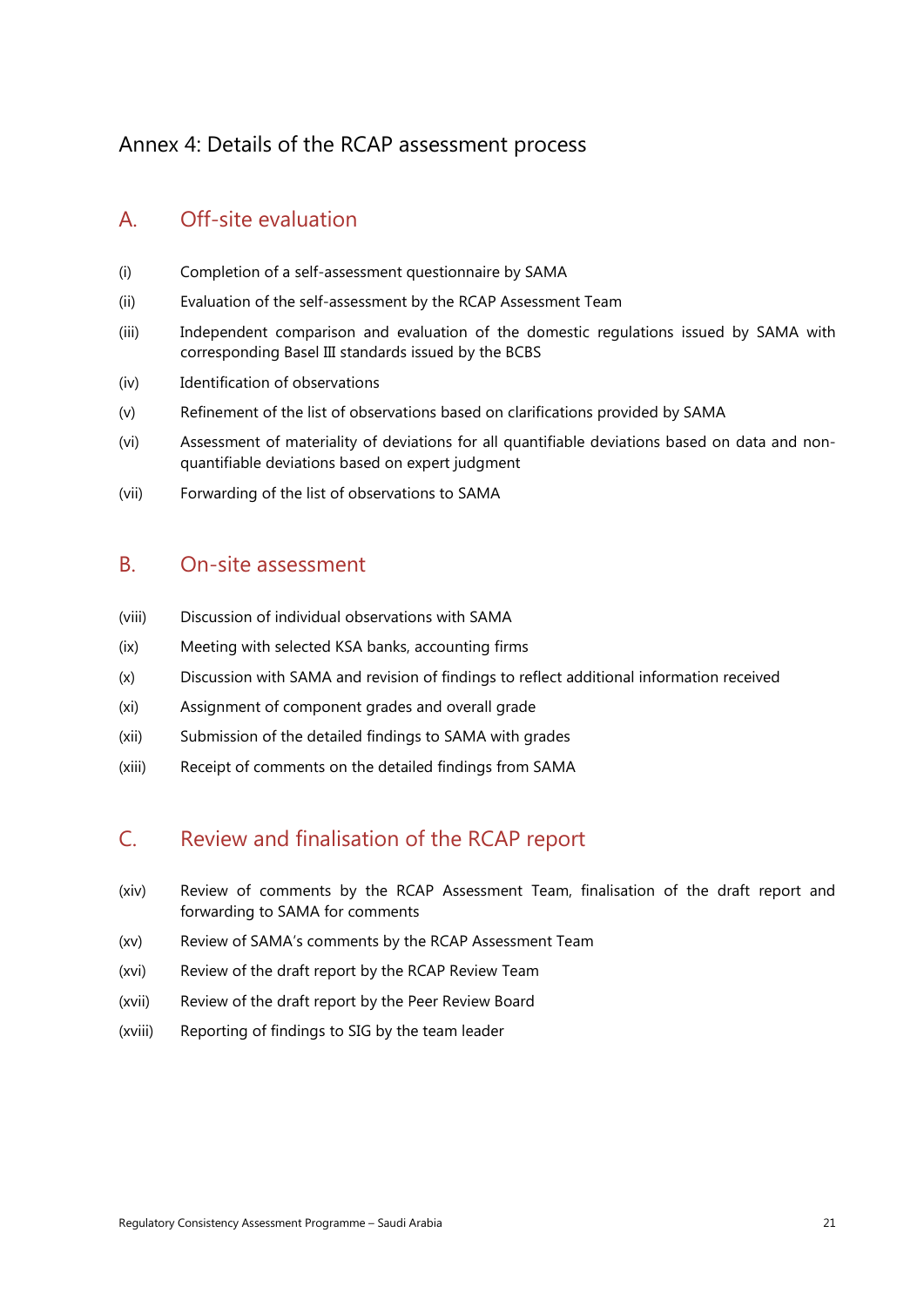# Annex 4: Details of the RCAP assessment process

## A. Off-site evaluation

(i) Completion of a self-assessment questionnaire by SAMA

(ii) Evaluation of the self-assessment by the RCAP Assessment Team

(iii) Independent comparison and evaluation of the domestic regulations issued by SAMA with corresponding Basel III standards issued by the BCBS

(iv) Identification of observations

(v) Refinement of the list of observations based on clarifications provided by SAMA

(vi) Assessment of materiality of deviations for all quantifiable deviations based on data and non-quantifiable deviations based on expert judgment

(vii) Forwarding of the list of observations to SAMA

## B. On-site assessment

(viii) Discussion of individual observations with SAMA

(ix) Meeting with selected KSA banks, accounting firms

(x) Discussion with SAMA and revision of findings to reflect additional information received

(xi) Assignment of component grades and overall grade

(xii) Submission of the detailed findings to SAMA with grades

(xiii) Receipt of comments on the detailed findings from SAMA

## C. Review and finalisation of the RCAP report

(xiv) Review of comments by the RCAP Assessment Team, finalisation of the draft report and forwarding to SAMA for comments

(xv) Review of SAMA's comments by the RCAP Assessment Team

(xvi) Review of the draft report by the RCAP Review Team

(xvii) Review of the draft report by the Peer Review Board

(xviii) Reporting of findings to SIG by the team leader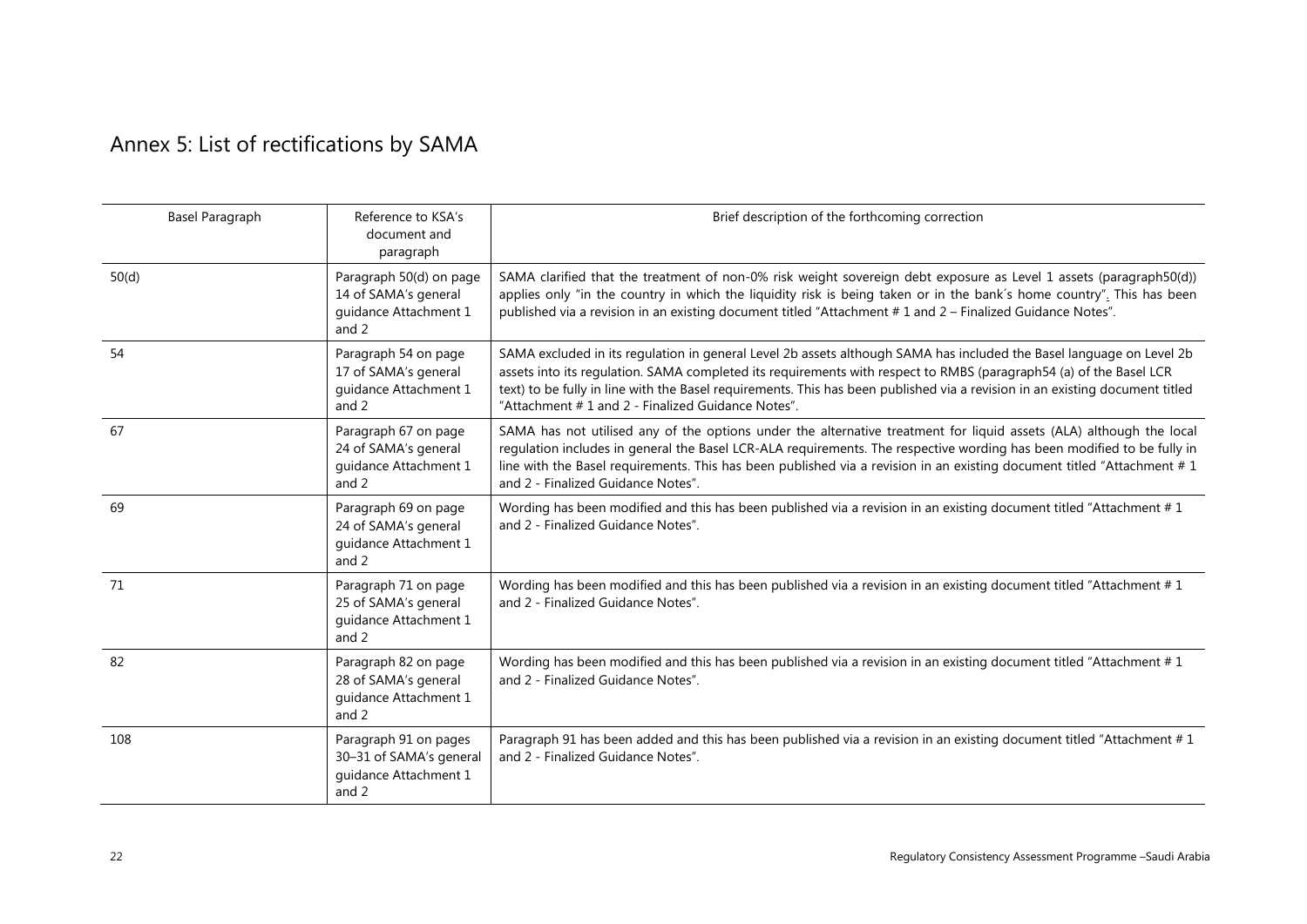## Annex 5: List of rectifications by SAMA

| Basel Paragraph | Reference to KSA's document and paragraph | Brief description of the forthcoming correction |
|---|---|---|
| 50(d) | Paragraph 50(d) on page 14 of SAMA's general guidance Attachment 1 and 2 | SAMA clarified that the treatment of non-0% risk weight sovereign debt exposure as Level 1 assets (paragraph50(d)) applies only "in the country in which the liquidity risk is being taken or in the bank´s home country". This has been published via a revision in an existing document titled "Attachment # 1 and 2 – Finalized Guidance Notes". |
| 54 | Paragraph 54 on page 17 of SAMA's general guidance Attachment 1 and 2 | SAMA excluded in its regulation in general Level 2b assets although SAMA has included the Basel language on Level 2b assets into its regulation. SAMA completed its requirements with respect to RMBS (paragraph54 (a) of the Basel LCR text) to be fully in line with the Basel requirements. This has been published via a revision in an existing document titled "Attachment # 1 and 2 - Finalized Guidance Notes". |
| 67 | Paragraph 67 on page 24 of SAMA's general guidance Attachment 1 and 2 | SAMA has not utilised any of the options under the alternative treatment for liquid assets (ALA) although the local regulation includes in general the Basel LCR-ALA requirements. The respective wording has been modified to be fully in line with the Basel requirements. This has been published via a revision in an existing document titled "Attachment # 1 and 2 - Finalized Guidance Notes". |
| 69 | Paragraph 69 on page 24 of SAMA's general guidance Attachment 1 and 2 | Wording has been modified and this has been published via a revision in an existing document titled "Attachment # 1 and 2 - Finalized Guidance Notes". |
| 71 | Paragraph 71 on page 25 of SAMA's general guidance Attachment 1 and 2 | Wording has been modified and this has been published via a revision in an existing document titled "Attachment # 1 and 2 - Finalized Guidance Notes". |
| 82 | Paragraph 82 on page 28 of SAMA's general guidance Attachment 1 and 2 | Wording has been modified and this has been published via a revision in an existing document titled "Attachment # 1 and 2 - Finalized Guidance Notes". |
| 108 | Paragraph 91 on pages 30–31 of SAMA's general guidance Attachment 1 and 2 | Paragraph 91 has been added and this has been published via a revision in an existing document titled "Attachment # 1 and 2 - Finalized Guidance Notes". |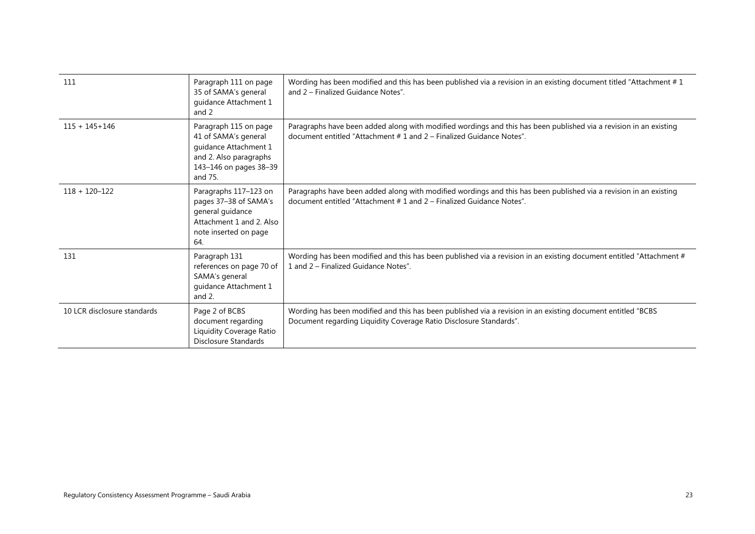| | | |
|---|---|---|
| 111 | Paragraph 111 on page 35 of SAMA's general guidance Attachment 1 and 2 | Wording has been modified and this has been published via a revision in an existing document titled "Attachment # 1 and 2 – Finalized Guidance Notes". |
| 115 + 145+146 | Paragraph 115 on page 41 of SAMA's general guidance Attachment 1 and 2. Also paragraphs 143–146 on pages 38–39 and 75. | Paragraphs have been added along with modified wordings and this has been published via a revision in an existing document entitled "Attachment # 1 and 2 – Finalized Guidance Notes". |
| 118 + 120–122 | Paragraphs 117–123 on pages 37–38 of SAMA's general guidance Attachment 1 and 2. Also note inserted on page 64. | Paragraphs have been added along with modified wordings and this has been published via a revision in an existing document entitled "Attachment # 1 and 2 – Finalized Guidance Notes". |
| 131 | Paragraph 131 references on page 70 of SAMA's general guidance Attachment 1 and 2. | Wording has been modified and this has been published via a revision in an existing document entitled "Attachment # 1 and 2 – Finalized Guidance Notes". |
| 10 LCR disclosure standards | Page 2 of BCBS document regarding Liquidity Coverage Ratio Disclosure Standards | Wording has been modified and this has been published via a revision in an existing document entitled "BCBS Document regarding Liquidity Coverage Ratio Disclosure Standards". |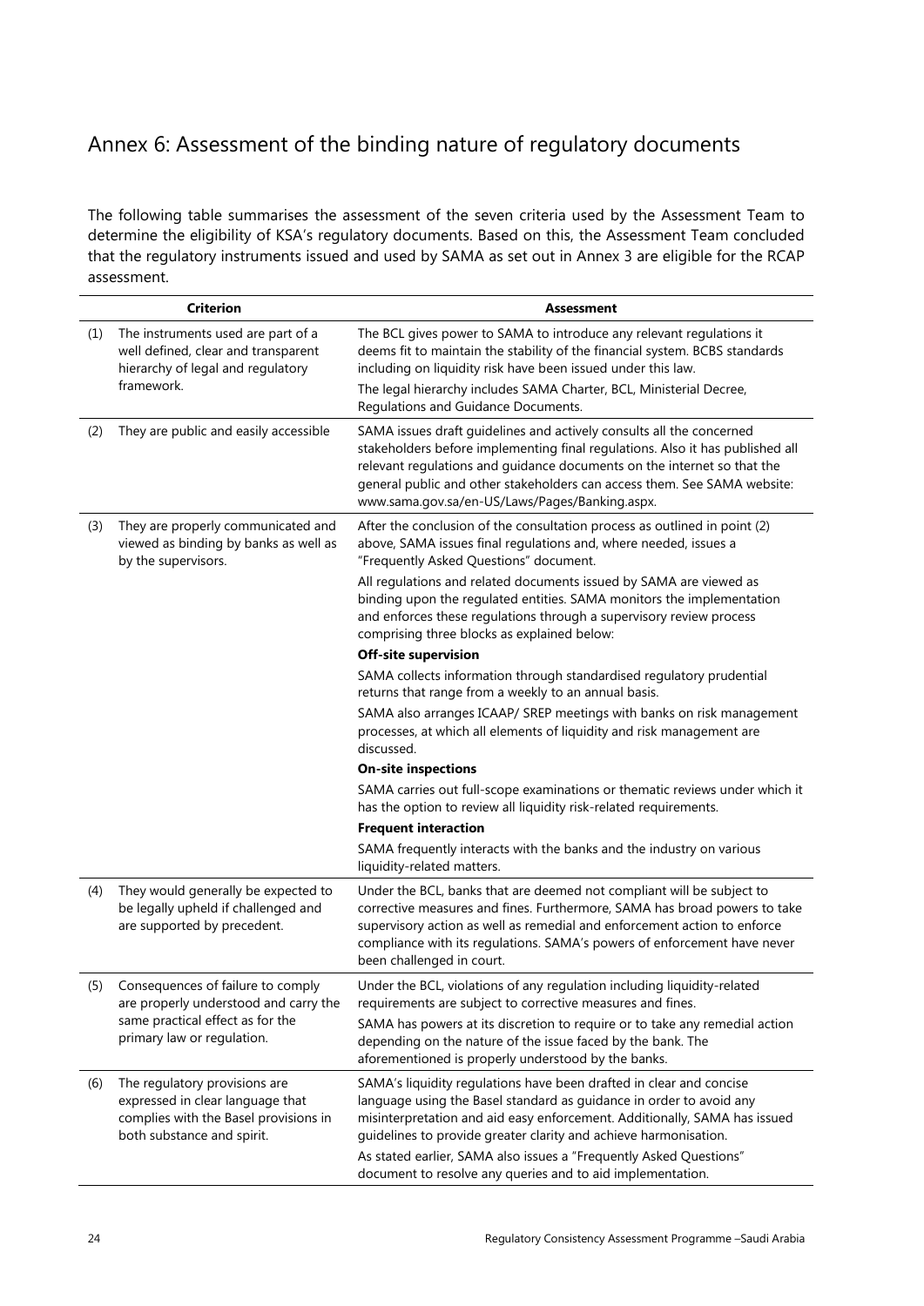## Annex 6: Assessment of the binding nature of regulatory documents

The following table summarises the assessment of the seven criteria used by the Assessment Team to determine the eligibility of KSA's regulatory documents. Based on this, the Assessment Team concluded that the regulatory instruments issued and used by SAMA as set out in Annex 3 are eligible for the RCAP assessment.

| | Criterion | Assessment |
|---|---|---|
| (1) | The instruments used are part of a well defined, clear and transparent hierarchy of legal and regulatory framework. | The BCL gives power to SAMA to introduce any relevant regulations it deems fit to maintain the stability of the financial system. BCBS standards including on liquidity risk have been issued under this law.<br>The legal hierarchy includes SAMA Charter, BCL, Ministerial Decree, Regulations and Guidance Documents. |
| (2) | They are public and easily accessible | SAMA issues draft guidelines and actively consults all the concerned stakeholders before implementing final regulations. Also it has published all relevant regulations and guidance documents on the internet so that the general public and other stakeholders can access them. See SAMA website: www.sama.gov.sa/en-US/Laws/Pages/Banking.aspx. |
| (3) | They are properly communicated and viewed as binding by banks as well as by the supervisors. | After the conclusion of the consultation process as outlined in point (2) above, SAMA issues final regulations and, where needed, issues a "Frequently Asked Questions" document.<br>All regulations and related documents issued by SAMA are viewed as binding upon the regulated entities. SAMA monitors the implementation and enforces these regulations through a supervisory review process comprising three blocks as explained below:<br>**Off-site supervision**<br>SAMA collects information through standardised regulatory prudential returns that range from a weekly to an annual basis.<br>SAMA also arranges ICAAP/ SREP meetings with banks on risk management processes, at which all elements of liquidity and risk management are discussed.<br>**On-site inspections**<br>SAMA carries out full-scope examinations or thematic reviews under which it has the option to review all liquidity risk-related requirements.<br>**Frequent interaction**<br>SAMA frequently interacts with the banks and the industry on various liquidity-related matters. |
| (4) | They would generally be expected to be legally upheld if challenged and are supported by precedent. | Under the BCL, banks that are deemed not compliant will be subject to corrective measures and fines. Furthermore, SAMA has broad powers to take supervisory action as well as remedial and enforcement action to enforce compliance with its regulations. SAMA's powers of enforcement have never been challenged in court. |
| (5) | Consequences of failure to comply are properly understood and carry the same practical effect as for the primary law or regulation. | Under the BCL, violations of any regulation including liquidity-related requirements are subject to corrective measures and fines.<br>SAMA has powers at its discretion to require or to take any remedial action depending on the nature of the issue faced by the bank. The aforementioned is properly understood by the banks. |
| (6) | The regulatory provisions are expressed in clear language that complies with the Basel provisions in both substance and spirit. | SAMA's liquidity regulations have been drafted in clear and concise language using the Basel standard as guidance in order to avoid any misinterpretation and aid easy enforcement. Additionally, SAMA has issued guidelines to provide greater clarity and achieve harmonisation.<br>As stated earlier, SAMA also issues a "Frequently Asked Questions" document to resolve any queries and to aid implementation. |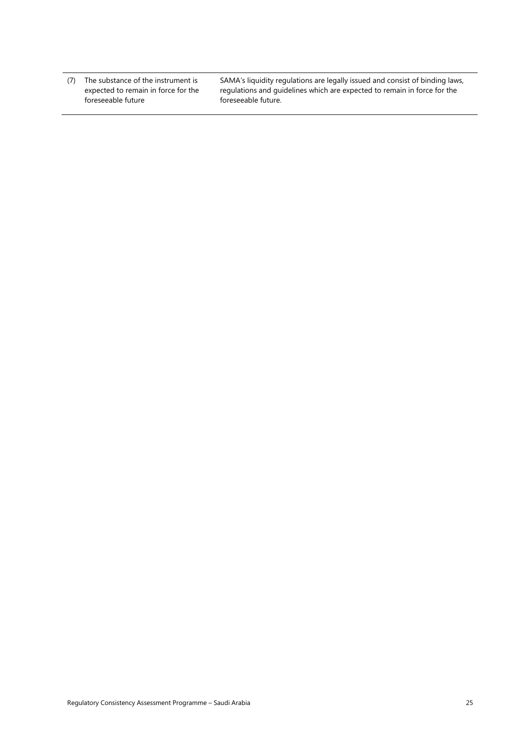| | | |
|---|---|---|
| (7) | The substance of the instrument is expected to remain in force for the foreseeable future | SAMA's liquidity regulations are legally issued and consist of binding laws, regulations and guidelines which are expected to remain in force for the foreseeable future. |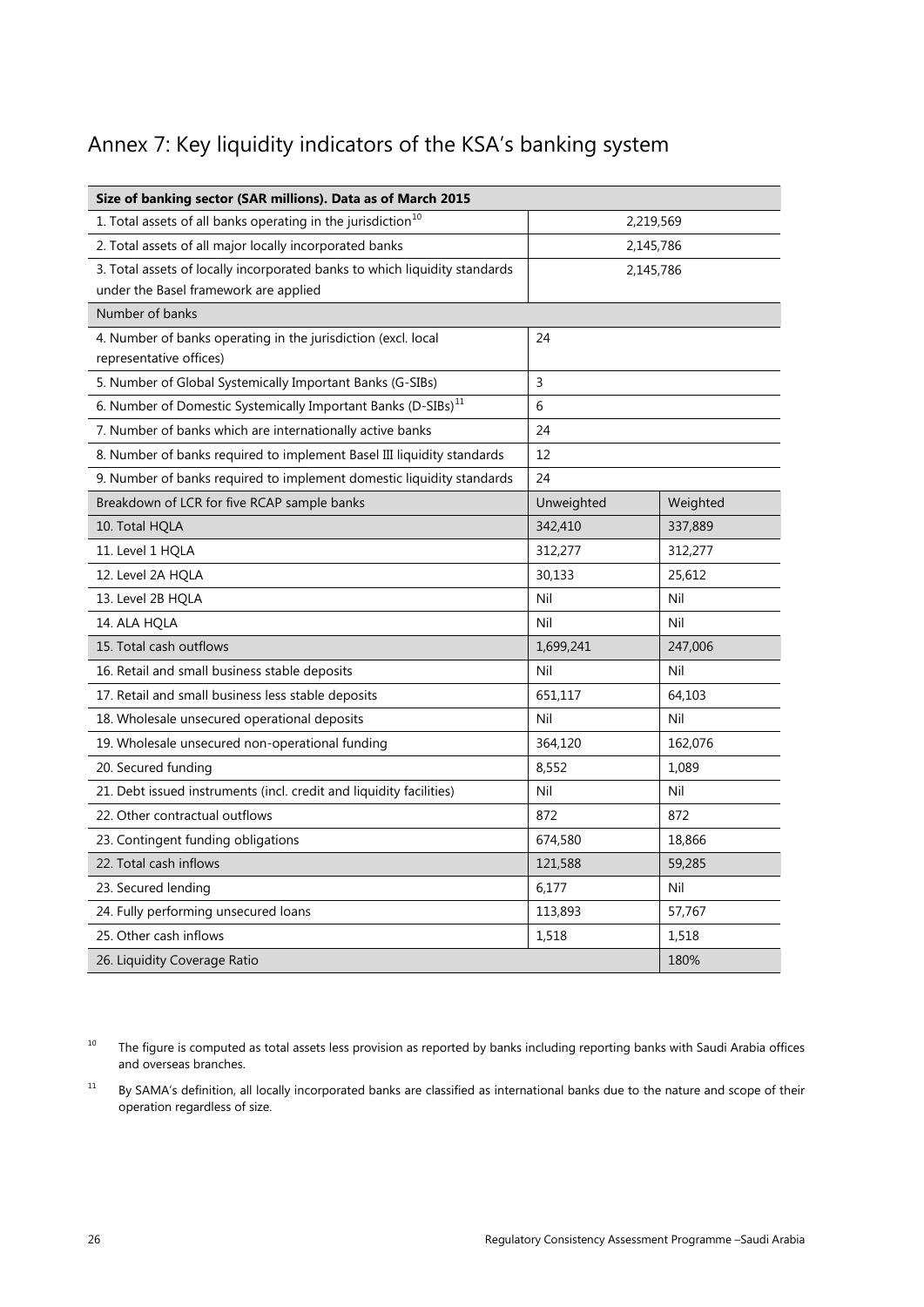# Annex 7: Key liquidity indicators of the KSA's banking system

| Size of banking sector (SAR millions). Data as of March 2015 | | |
|---|---|---|
| 1. Total assets of all banks operating in the jurisdiction[10] | 2,219,569 | |
| 2. Total assets of all major locally incorporated banks | 2,145,786 | |
| 3. Total assets of locally incorporated banks to which liquidity standards under the Basel framework are applied | 2,145,786 | |
| Number of banks | | |
| 4. Number of banks operating in the jurisdiction (excl. local representative offices) | 24 | |
| 5. Number of Global Systemically Important Banks (G-SIBs) | 3 | |
| 6. Number of Domestic Systemically Important Banks (D-SIBs)[11] | 6 | |
| 7. Number of banks which are internationally active banks | 24 | |
| 8. Number of banks required to implement Basel III liquidity standards | 12 | |
| 9. Number of banks required to implement domestic liquidity standards | 24 | |
| Breakdown of LCR for five RCAP sample banks | Unweighted | Weighted |
| 10. Total HQLA | 342,410 | 337,889 |
| 11. Level 1 HQLA | 312,277 | 312,277 |
| 12. Level 2A HQLA | 30,133 | 25,612 |
| 13. Level 2B HQLA | Nil | Nil |
| 14. ALA HQLA | Nil | Nil |
| 15. Total cash outflows | 1,699,241 | 247,006 |
| 16. Retail and small business stable deposits | Nil | Nil |
| 17. Retail and small business less stable deposits | 651,117 | 64,103 |
| 18. Wholesale unsecured operational deposits | Nil | Nil |
| 19. Wholesale unsecured non-operational funding | 364,120 | 162,076 |
| 20. Secured funding | 8,552 | 1,089 |
| 21. Debt issued instruments (incl. credit and liquidity facilities) | Nil | Nil |
| 22. Other contractual outflows | 872 | 872 |
| 23. Contingent funding obligations | 674,580 | 18,866 |
| 22. Total cash inflows | 121,588 | 59,285 |
| 23. Secured lending | 6,177 | Nil |
| 24. Fully performing unsecured loans | 113,893 | 57,767 |
| 25. Other cash inflows | 1,518 | 1,518 |
| 26. Liquidity Coverage Ratio | | 180% |

[10] The figure is computed as total assets less provision as reported by banks including reporting banks with Saudi Arabia offices and overseas branches.

[11] By SAMA's definition, all locally incorporated banks are classified as international banks due to the nature and scope of their operation regardless of size.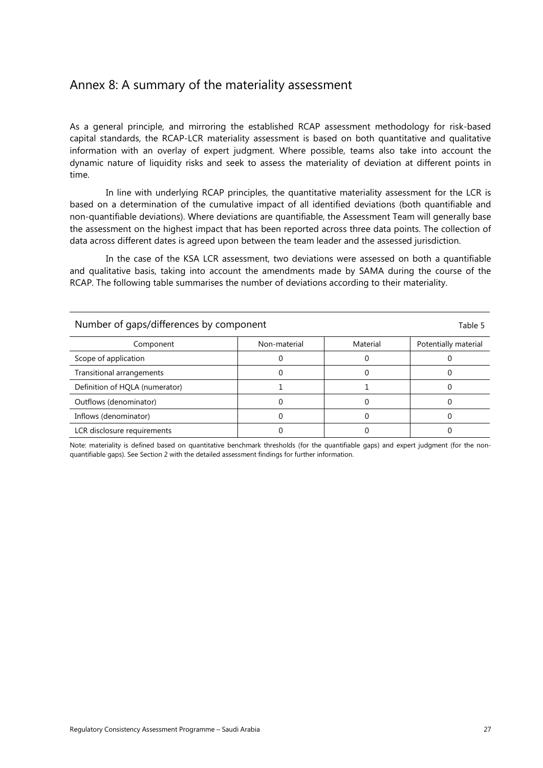## Annex 8: A summary of the materiality assessment

As a general principle, and mirroring the established RCAP assessment methodology for risk-based capital standards, the RCAP-LCR materiality assessment is based on both quantitative and qualitative information with an overlay of expert judgment. Where possible, teams also take into account the dynamic nature of liquidity risks and seek to assess the materiality of deviation at different points in time.

In line with underlying RCAP principles, the quantitative materiality assessment for the LCR is based on a determination of the cumulative impact of all identified deviations (both quantifiable and non-quantifiable deviations). Where deviations are quantifiable, the Assessment Team will generally base the assessment on the highest impact that has been reported across three data points. The collection of data across different dates is agreed upon between the team leader and the assessed jurisdiction.

In the case of the KSA LCR assessment, two deviations were assessed on both a quantifiable and qualitative basis, taking into account the amendments made by SAMA during the course of the RCAP. The following table summarises the number of deviations according to their materiality.

Number of gaps/differences by component — Table 5

| Component | Non-material | Material | Potentially material |
|---|---|---|---|
| Scope of application | 0 | 0 | 0 |
| Transitional arrangements | 0 | 0 | 0 |
| Definition of HQLA (numerator) | 1 | 1 | 0 |
| Outflows (denominator) | 0 | 0 | 0 |
| Inflows (denominator) | 0 | 0 | 0 |
| LCR disclosure requirements | 0 | 0 | 0 |

Note: materiality is defined based on quantitative benchmark thresholds (for the quantifiable gaps) and expert judgment (for the non-quantifiable gaps). See Section 2 with the detailed assessment findings for further information.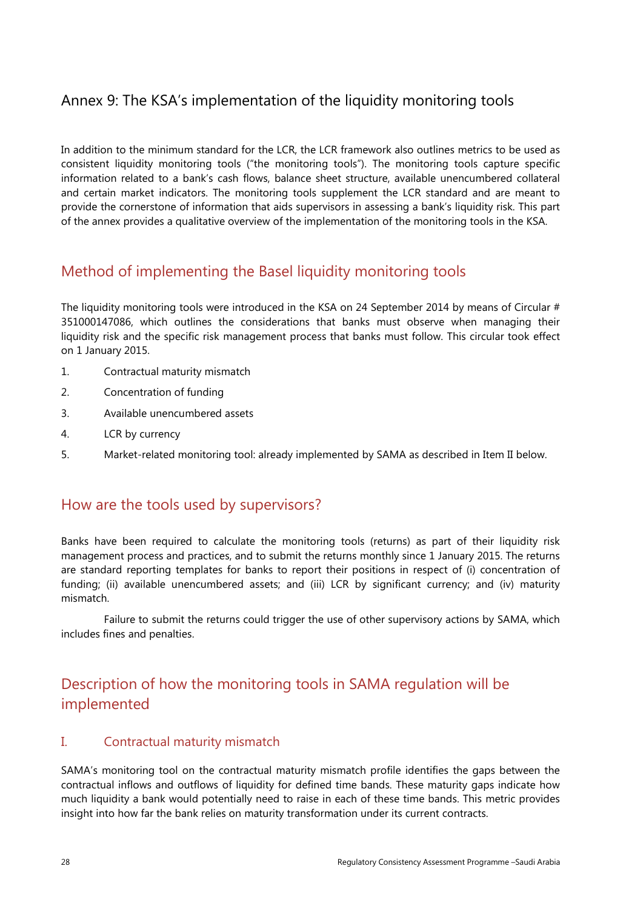# Annex 9: The KSA's implementation of the liquidity monitoring tools

In addition to the minimum standard for the LCR, the LCR framework also outlines metrics to be used as consistent liquidity monitoring tools ("the monitoring tools"). The monitoring tools capture specific information related to a bank's cash flows, balance sheet structure, available unencumbered collateral and certain market indicators. The monitoring tools supplement the LCR standard and are meant to provide the cornerstone of information that aids supervisors in assessing a bank's liquidity risk. This part of the annex provides a qualitative overview of the implementation of the monitoring tools in the KSA.

## Method of implementing the Basel liquidity monitoring tools

The liquidity monitoring tools were introduced in the KSA on 24 September 2014 by means of Circular # 351000147086, which outlines the considerations that banks must observe when managing their liquidity risk and the specific risk management process that banks must follow. This circular took effect on 1 January 2015.

1. Contractual maturity mismatch
2. Concentration of funding
3. Available unencumbered assets
4. LCR by currency
5. Market-related monitoring tool: already implemented by SAMA as described in Item II below.

## How are the tools used by supervisors?

Banks have been required to calculate the monitoring tools (returns) as part of their liquidity risk management process and practices, and to submit the returns monthly since 1 January 2015. The returns are standard reporting templates for banks to report their positions in respect of (i) concentration of funding; (ii) available unencumbered assets; and (iii) LCR by significant currency; and (iv) maturity mismatch.

Failure to submit the returns could trigger the use of other supervisory actions by SAMA, which includes fines and penalties.

## Description of how the monitoring tools in SAMA regulation will be implemented

### I. Contractual maturity mismatch

SAMA's monitoring tool on the contractual maturity mismatch profile identifies the gaps between the contractual inflows and outflows of liquidity for defined time bands. These maturity gaps indicate how much liquidity a bank would potentially need to raise in each of these time bands. This metric provides insight into how far the bank relies on maturity transformation under its current contracts.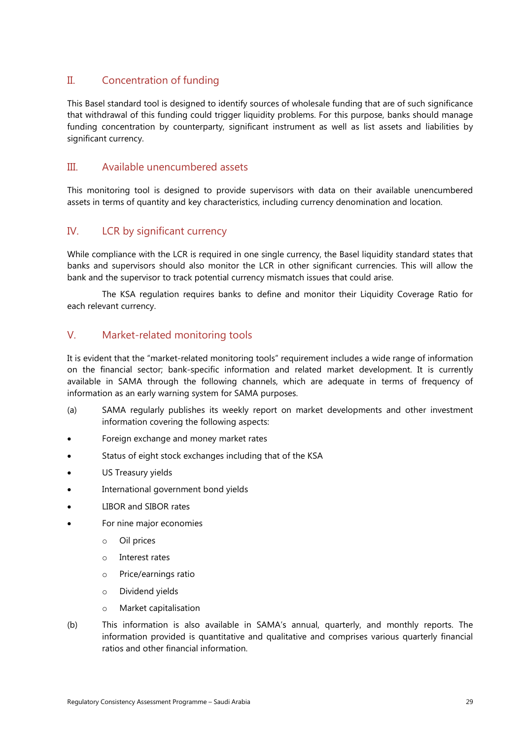## II. Concentration of funding

This Basel standard tool is designed to identify sources of wholesale funding that are of such significance that withdrawal of this funding could trigger liquidity problems. For this purpose, banks should manage funding concentration by counterparty, significant instrument as well as list assets and liabilities by significant currency.

## III. Available unencumbered assets

This monitoring tool is designed to provide supervisors with data on their available unencumbered assets in terms of quantity and key characteristics, including currency denomination and location.

## IV. LCR by significant currency

While compliance with the LCR is required in one single currency, the Basel liquidity standard states that banks and supervisors should also monitor the LCR in other significant currencies. This will allow the bank and the supervisor to track potential currency mismatch issues that could arise.

The KSA regulation requires banks to define and monitor their Liquidity Coverage Ratio for each relevant currency.

## V. Market-related monitoring tools

It is evident that the "market-related monitoring tools" requirement includes a wide range of information on the financial sector; bank-specific information and related market development. It is currently available in SAMA through the following channels, which are adequate in terms of frequency of information as an early warning system for SAMA purposes.

(a) SAMA regularly publishes its weekly report on market developments and other investment information covering the following aspects:

- Foreign exchange and money market rates
- Status of eight stock exchanges including that of the KSA
- US Treasury yields
- International government bond yields
- LIBOR and SIBOR rates
- For nine major economies
    - Oil prices
    - Interest rates
    - Price/earnings ratio
    - Dividend yields
    - Market capitalisation

(b) This information is also available in SAMA's annual, quarterly, and monthly reports. The information provided is quantitative and qualitative and comprises various quarterly financial ratios and other financial information.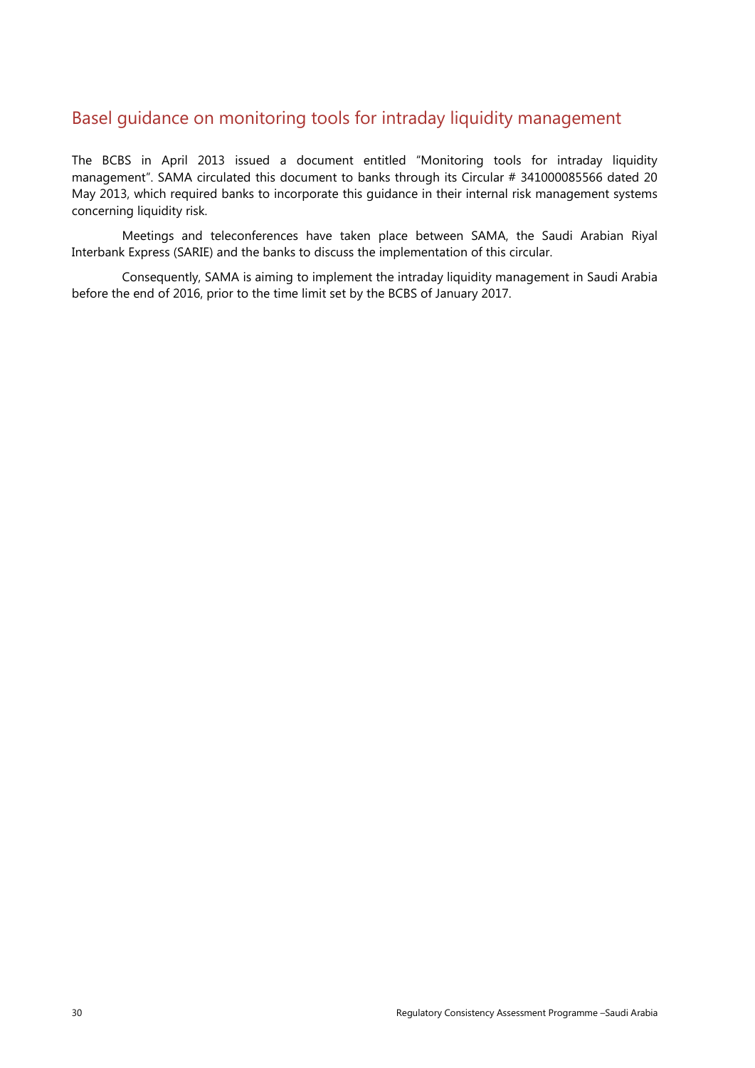## Basel guidance on monitoring tools for intraday liquidity management

The BCBS in April 2013 issued a document entitled "Monitoring tools for intraday liquidity management". SAMA circulated this document to banks through its Circular # 341000085566 dated 20 May 2013, which required banks to incorporate this guidance in their internal risk management systems concerning liquidity risk.

Meetings and teleconferences have taken place between SAMA, the Saudi Arabian Riyal Interbank Express (SARIE) and the banks to discuss the implementation of this circular.

Consequently, SAMA is aiming to implement the intraday liquidity management in Saudi Arabia before the end of 2016, prior to the time limit set by the BCBS of January 2017.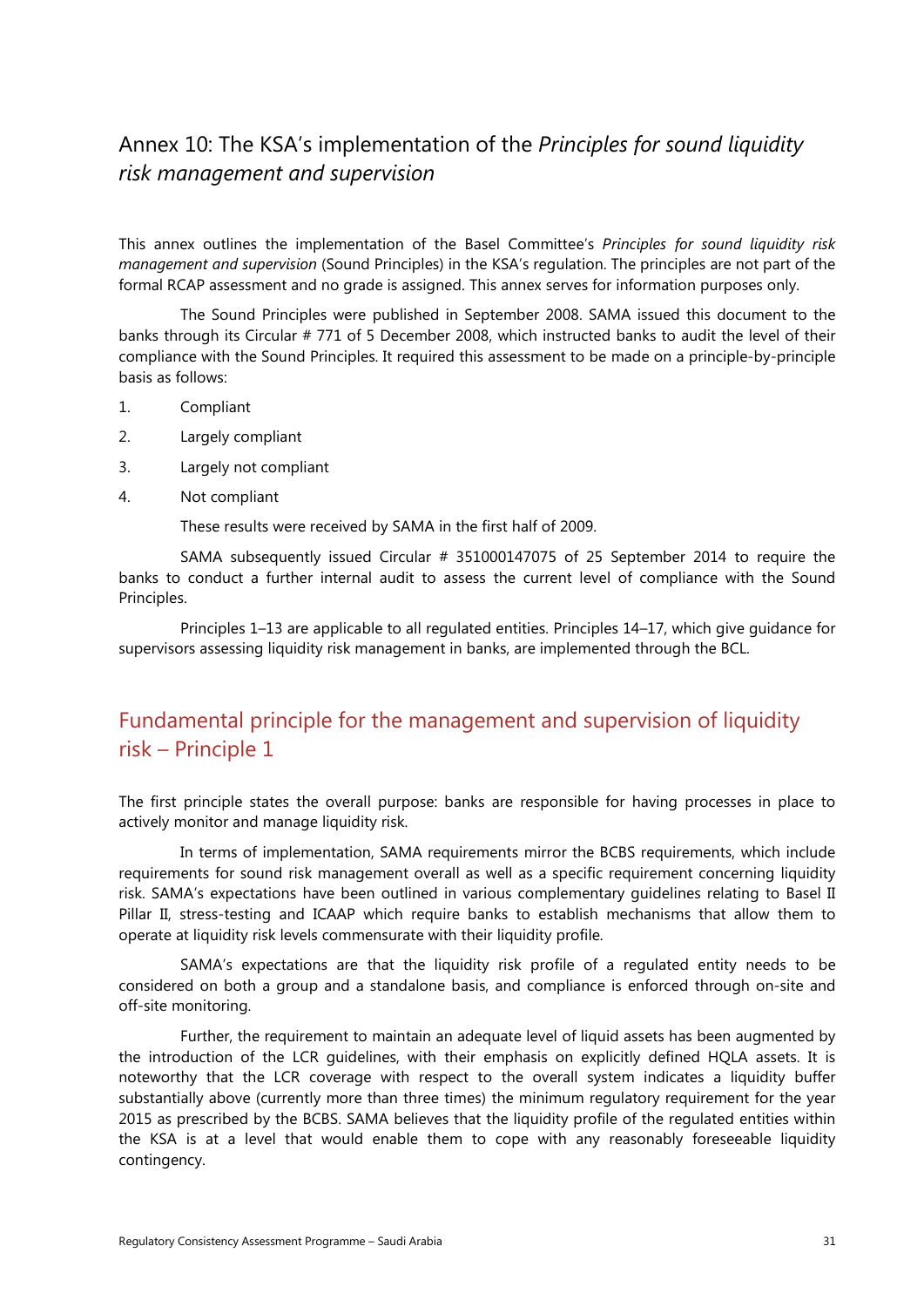## Annex 10: The KSA's implementation of the *Principles for sound liquidity risk management and supervision*

This annex outlines the implementation of the Basel Committee's *Principles for sound liquidity risk management and supervision* (Sound Principles) in the KSA's regulation. The principles are not part of the formal RCAP assessment and no grade is assigned. This annex serves for information purposes only.

The Sound Principles were published in September 2008. SAMA issued this document to the banks through its Circular # 771 of 5 December 2008, which instructed banks to audit the level of their compliance with the Sound Principles. It required this assessment to be made on a principle-by-principle basis as follows:

1. Compliant
2. Largely compliant
3. Largely not compliant
4. Not compliant

These results were received by SAMA in the first half of 2009.

SAMA subsequently issued Circular # 351000147075 of 25 September 2014 to require the banks to conduct a further internal audit to assess the current level of compliance with the Sound Principles.

Principles 1–13 are applicable to all regulated entities. Principles 14–17, which give guidance for supervisors assessing liquidity risk management in banks, are implemented through the BCL.

## Fundamental principle for the management and supervision of liquidity risk – Principle 1

The first principle states the overall purpose: banks are responsible for having processes in place to actively monitor and manage liquidity risk.

In terms of implementation, SAMA requirements mirror the BCBS requirements, which include requirements for sound risk management overall as well as a specific requirement concerning liquidity risk. SAMA's expectations have been outlined in various complementary guidelines relating to Basel II Pillar II, stress-testing and ICAAP which require banks to establish mechanisms that allow them to operate at liquidity risk levels commensurate with their liquidity profile.

SAMA's expectations are that the liquidity risk profile of a regulated entity needs to be considered on both a group and a standalone basis, and compliance is enforced through on-site and off-site monitoring.

Further, the requirement to maintain an adequate level of liquid assets has been augmented by the introduction of the LCR guidelines, with their emphasis on explicitly defined HQLA assets. It is noteworthy that the LCR coverage with respect to the overall system indicates a liquidity buffer substantially above (currently more than three times) the minimum regulatory requirement for the year 2015 as prescribed by the BCBS. SAMA believes that the liquidity profile of the regulated entities within the KSA is at a level that would enable them to cope with any reasonably foreseeable liquidity contingency.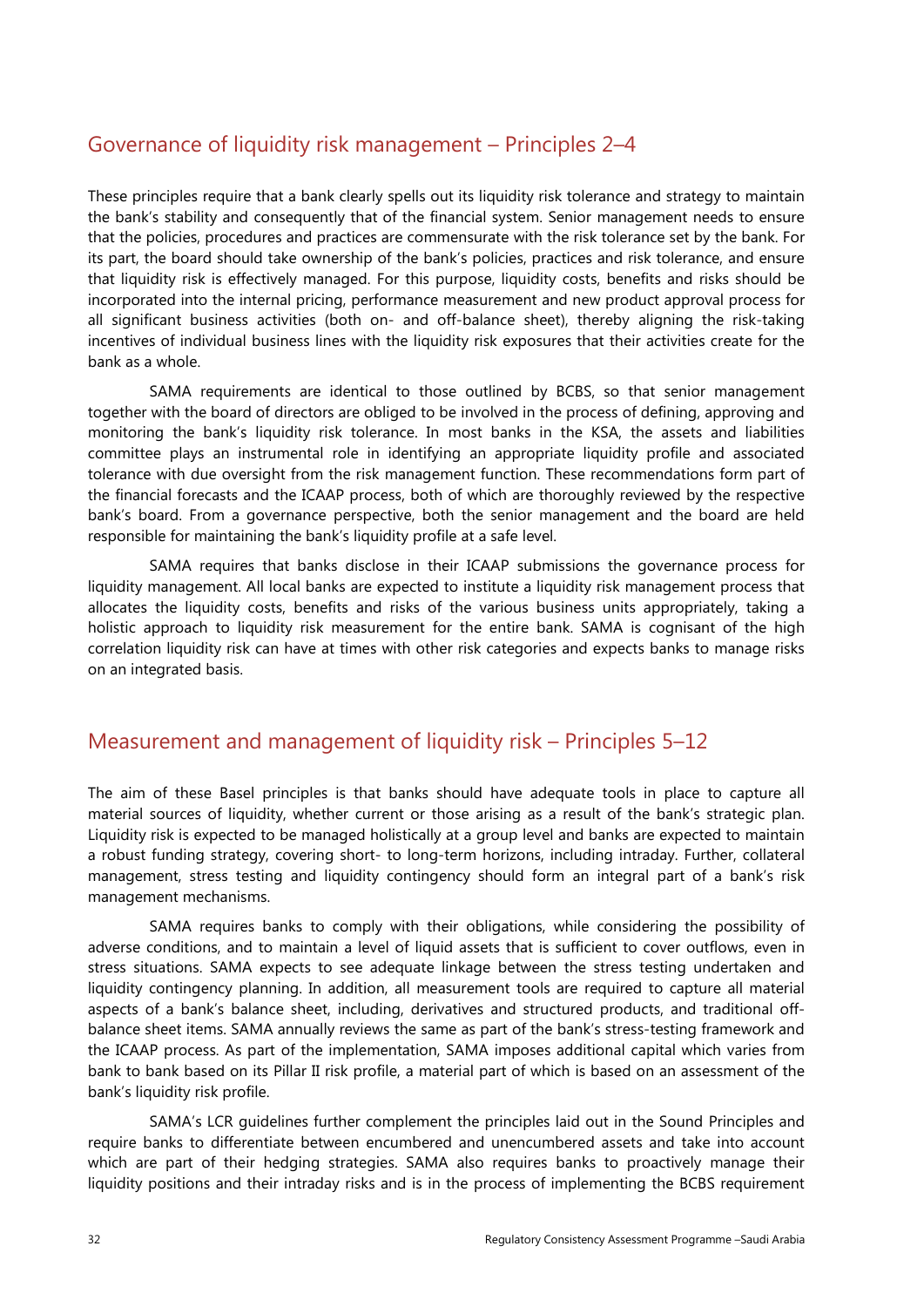## Governance of liquidity risk management – Principles 2–4

These principles require that a bank clearly spells out its liquidity risk tolerance and strategy to maintain the bank's stability and consequently that of the financial system. Senior management needs to ensure that the policies, procedures and practices are commensurate with the risk tolerance set by the bank. For its part, the board should take ownership of the bank's policies, practices and risk tolerance, and ensure that liquidity risk is effectively managed. For this purpose, liquidity costs, benefits and risks should be incorporated into the internal pricing, performance measurement and new product approval process for all significant business activities (both on- and off-balance sheet), thereby aligning the risk-taking incentives of individual business lines with the liquidity risk exposures that their activities create for the bank as a whole.

SAMA requirements are identical to those outlined by BCBS, so that senior management together with the board of directors are obliged to be involved in the process of defining, approving and monitoring the bank's liquidity risk tolerance. In most banks in the KSA, the assets and liabilities committee plays an instrumental role in identifying an appropriate liquidity profile and associated tolerance with due oversight from the risk management function. These recommendations form part of the financial forecasts and the ICAAP process, both of which are thoroughly reviewed by the respective bank's board. From a governance perspective, both the senior management and the board are held responsible for maintaining the bank's liquidity profile at a safe level.

SAMA requires that banks disclose in their ICAAP submissions the governance process for liquidity management. All local banks are expected to institute a liquidity risk management process that allocates the liquidity costs, benefits and risks of the various business units appropriately, taking a holistic approach to liquidity risk measurement for the entire bank. SAMA is cognisant of the high correlation liquidity risk can have at times with other risk categories and expects banks to manage risks on an integrated basis.

## Measurement and management of liquidity risk – Principles 5–12

The aim of these Basel principles is that banks should have adequate tools in place to capture all material sources of liquidity, whether current or those arising as a result of the bank's strategic plan. Liquidity risk is expected to be managed holistically at a group level and banks are expected to maintain a robust funding strategy, covering short- to long-term horizons, including intraday. Further, collateral management, stress testing and liquidity contingency should form an integral part of a bank's risk management mechanisms.

SAMA requires banks to comply with their obligations, while considering the possibility of adverse conditions, and to maintain a level of liquid assets that is sufficient to cover outflows, even in stress situations. SAMA expects to see adequate linkage between the stress testing undertaken and liquidity contingency planning. In addition, all measurement tools are required to capture all material aspects of a bank's balance sheet, including, derivatives and structured products, and traditional off-balance sheet items. SAMA annually reviews the same as part of the bank's stress-testing framework and the ICAAP process. As part of the implementation, SAMA imposes additional capital which varies from bank to bank based on its Pillar II risk profile, a material part of which is based on an assessment of the bank's liquidity risk profile.

SAMA's LCR guidelines further complement the principles laid out in the Sound Principles and require banks to differentiate between encumbered and unencumbered assets and take into account which are part of their hedging strategies. SAMA also requires banks to proactively manage their liquidity positions and their intraday risks and is in the process of implementing the BCBS requirement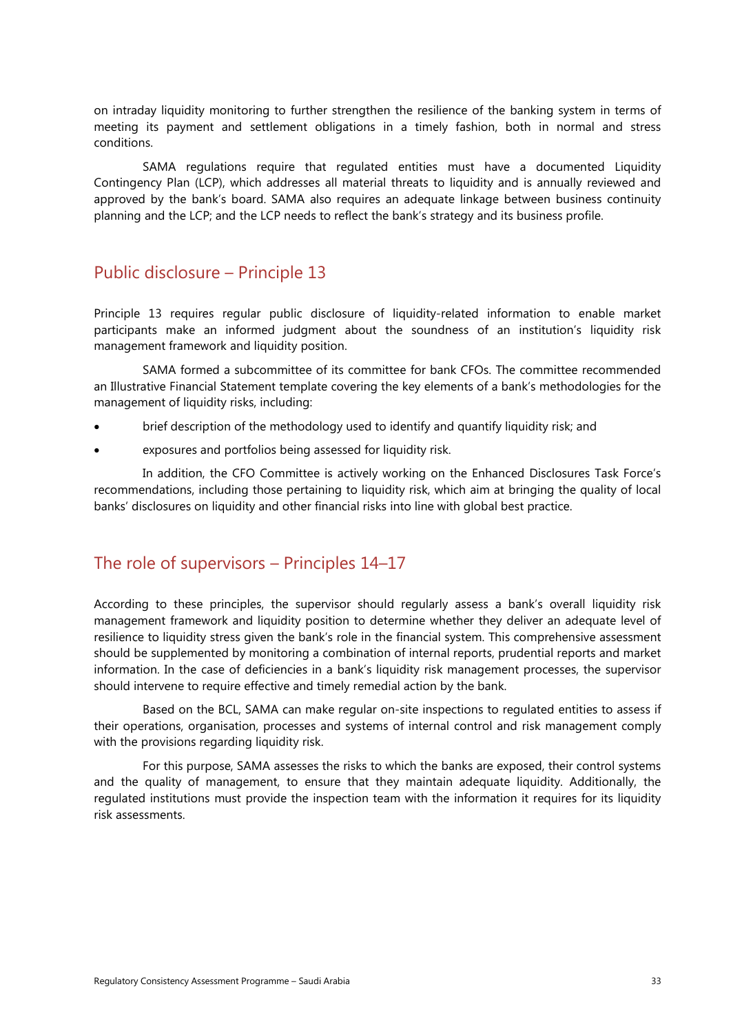on intraday liquidity monitoring to further strengthen the resilience of the banking system in terms of meeting its payment and settlement obligations in a timely fashion, both in normal and stress conditions.

SAMA regulations require that regulated entities must have a documented Liquidity Contingency Plan (LCP), which addresses all material threats to liquidity and is annually reviewed and approved by the bank's board. SAMA also requires an adequate linkage between business continuity planning and the LCP; and the LCP needs to reflect the bank's strategy and its business profile.

## Public disclosure – Principle 13

Principle 13 requires regular public disclosure of liquidity-related information to enable market participants make an informed judgment about the soundness of an institution's liquidity risk management framework and liquidity position.

SAMA formed a subcommittee of its committee for bank CFOs. The committee recommended an Illustrative Financial Statement template covering the key elements of a bank's methodologies for the management of liquidity risks, including:

- brief description of the methodology used to identify and quantify liquidity risk; and
- exposures and portfolios being assessed for liquidity risk.

In addition, the CFO Committee is actively working on the Enhanced Disclosures Task Force's recommendations, including those pertaining to liquidity risk, which aim at bringing the quality of local banks' disclosures on liquidity and other financial risks into line with global best practice.

## The role of supervisors – Principles 14–17

According to these principles, the supervisor should regularly assess a bank's overall liquidity risk management framework and liquidity position to determine whether they deliver an adequate level of resilience to liquidity stress given the bank's role in the financial system. This comprehensive assessment should be supplemented by monitoring a combination of internal reports, prudential reports and market information. In the case of deficiencies in a bank's liquidity risk management processes, the supervisor should intervene to require effective and timely remedial action by the bank.

Based on the BCL, SAMA can make regular on-site inspections to regulated entities to assess if their operations, organisation, processes and systems of internal control and risk management comply with the provisions regarding liquidity risk.

For this purpose, SAMA assesses the risks to which the banks are exposed, their control systems and the quality of management, to ensure that they maintain adequate liquidity. Additionally, the regulated institutions must provide the inspection team with the information it requires for its liquidity risk assessments.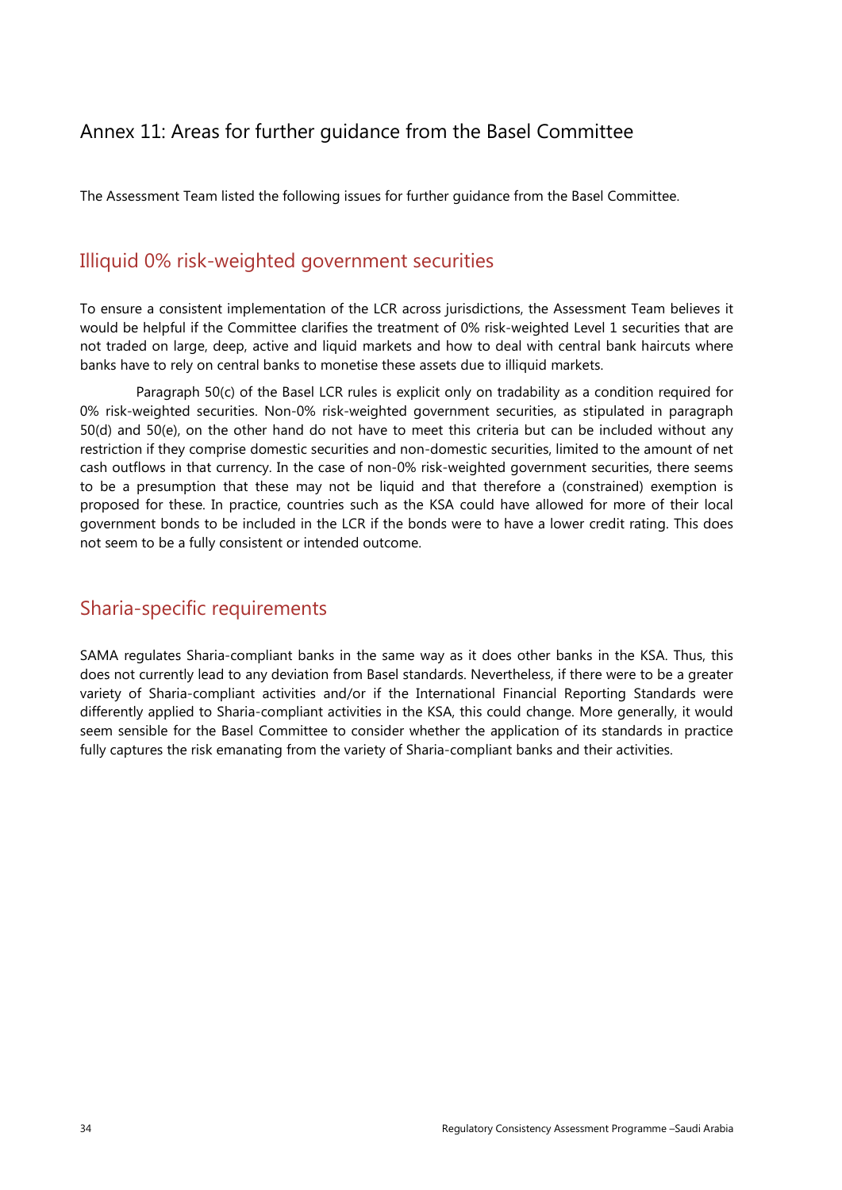# Annex 11: Areas for further guidance from the Basel Committee

The Assessment Team listed the following issues for further guidance from the Basel Committee.

## Illiquid 0% risk-weighted government securities

To ensure a consistent implementation of the LCR across jurisdictions, the Assessment Team believes it would be helpful if the Committee clarifies the treatment of 0% risk-weighted Level 1 securities that are not traded on large, deep, active and liquid markets and how to deal with central bank haircuts where banks have to rely on central banks to monetise these assets due to illiquid markets.

Paragraph 50(c) of the Basel LCR rules is explicit only on tradability as a condition required for 0% risk-weighted securities. Non-0% risk-weighted government securities, as stipulated in paragraph 50(d) and 50(e), on the other hand do not have to meet this criteria but can be included without any restriction if they comprise domestic securities and non-domestic securities, limited to the amount of net cash outflows in that currency. In the case of non-0% risk-weighted government securities, there seems to be a presumption that these may not be liquid and that therefore a (constrained) exemption is proposed for these. In practice, countries such as the KSA could have allowed for more of their local government bonds to be included in the LCR if the bonds were to have a lower credit rating. This does not seem to be a fully consistent or intended outcome.

## Sharia-specific requirements

SAMA regulates Sharia-compliant banks in the same way as it does other banks in the KSA. Thus, this does not currently lead to any deviation from Basel standards. Nevertheless, if there were to be a greater variety of Sharia-compliant activities and/or if the International Financial Reporting Standards were differently applied to Sharia-compliant activities in the KSA, this could change. More generally, it would seem sensible for the Basel Committee to consider whether the application of its standards in practice fully captures the risk emanating from the variety of Sharia-compliant banks and their activities.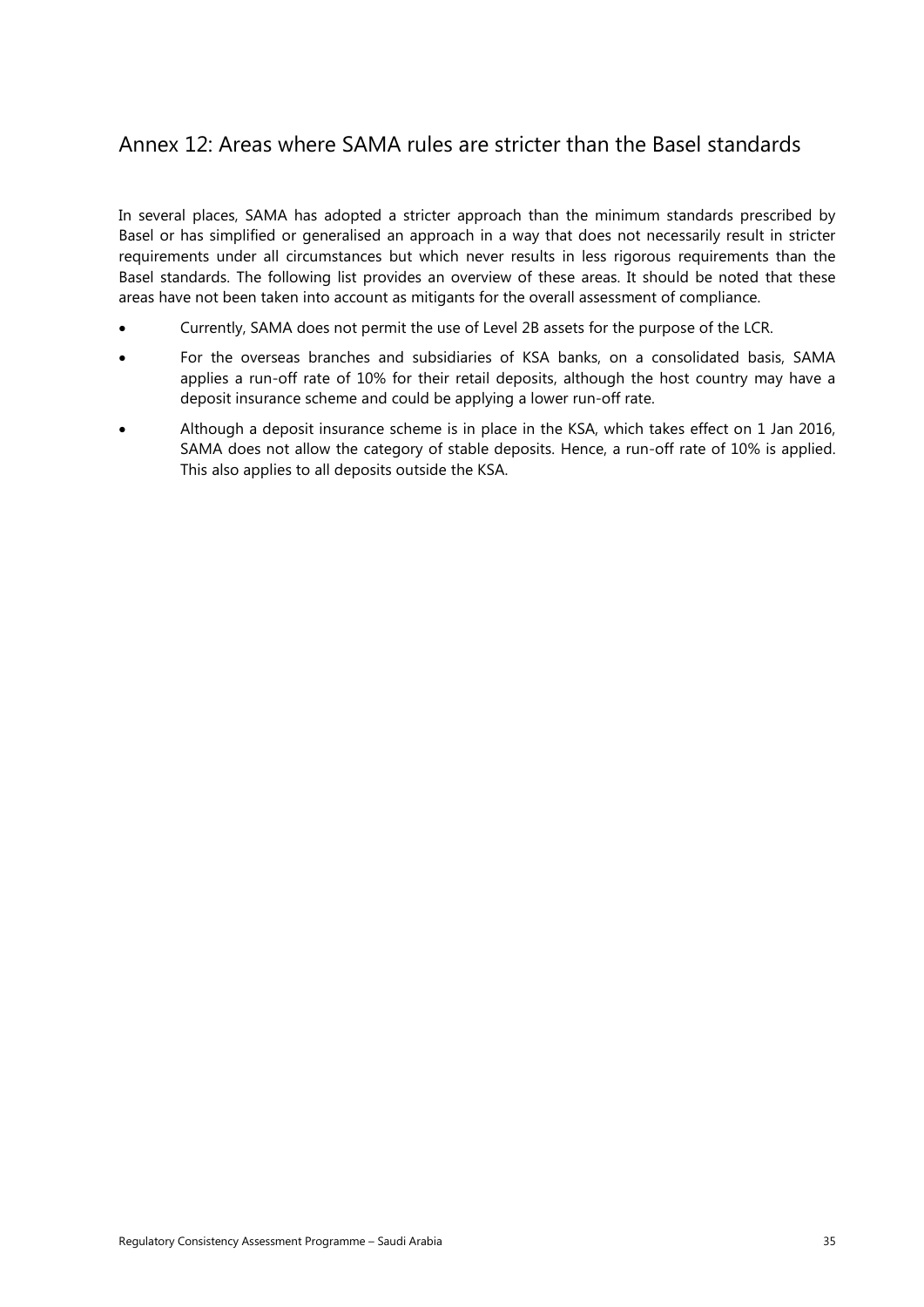## Annex 12: Areas where SAMA rules are stricter than the Basel standards

In several places, SAMA has adopted a stricter approach than the minimum standards prescribed by Basel or has simplified or generalised an approach in a way that does not necessarily result in stricter requirements under all circumstances but which never results in less rigorous requirements than the Basel standards. The following list provides an overview of these areas. It should be noted that these areas have not been taken into account as mitigants for the overall assessment of compliance.

- Currently, SAMA does not permit the use of Level 2B assets for the purpose of the LCR.
- For the overseas branches and subsidiaries of KSA banks, on a consolidated basis, SAMA applies a run-off rate of 10% for their retail deposits, although the host country may have a deposit insurance scheme and could be applying a lower run-off rate.
- Although a deposit insurance scheme is in place in the KSA, which takes effect on 1 Jan 2016, SAMA does not allow the category of stable deposits. Hence, a run-off rate of 10% is applied. This also applies to all deposits outside the KSA.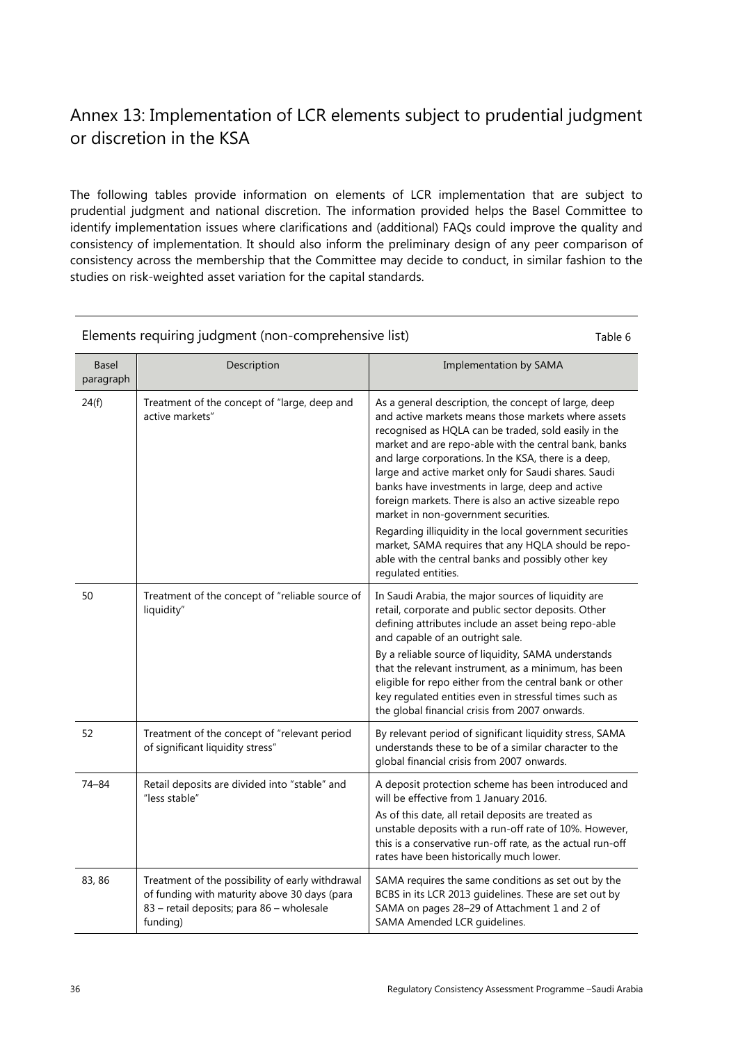## Annex 13: Implementation of LCR elements subject to prudential judgment or discretion in the KSA

The following tables provide information on elements of LCR implementation that are subject to prudential judgment and national discretion. The information provided helps the Basel Committee to identify implementation issues where clarifications and (additional) FAQs could improve the quality and consistency of implementation. It should also inform the preliminary design of any peer comparison of consistency across the membership that the Committee may decide to conduct, in similar fashion to the studies on risk-weighted asset variation for the capital standards.

Elements requiring judgment (non-comprehensive list) — Table 6

| Basel paragraph | Description | Implementation by SAMA |
|---|---|---|
| 24(f) | Treatment of the concept of "large, deep and active markets" | As a general description, the concept of large, deep and active markets means those markets where assets recognised as HQLA can be traded, sold easily in the market and are repo-able with the central bank, banks and large corporations. In the KSA, there is a deep, large and active market only for Saudi shares. Saudi banks have investments in large, deep and active foreign markets. There is also an active sizeable repo market in non-government securities.<br>Regarding illiquidity in the local government securities market, SAMA requires that any HQLA should be repo-able with the central banks and possibly other key regulated entities. |
| 50 | Treatment of the concept of "reliable source of liquidity" | In Saudi Arabia, the major sources of liquidity are retail, corporate and public sector deposits. Other defining attributes include an asset being repo-able and capable of an outright sale.<br>By a reliable source of liquidity, SAMA understands that the relevant instrument, as a minimum, has been eligible for repo either from the central bank or other key regulated entities even in stressful times such as the global financial crisis from 2007 onwards. |
| 52 | Treatment of the concept of "relevant period of significant liquidity stress" | By relevant period of significant liquidity stress, SAMA understands these to be of a similar character to the global financial crisis from 2007 onwards. |
| 74–84 | Retail deposits are divided into "stable" and "less stable" | A deposit protection scheme has been introduced and will be effective from 1 January 2016.<br>As of this date, all retail deposits are treated as unstable deposits with a run-off rate of 10%. However, this is a conservative run-off rate, as the actual run-off rates have been historically much lower. |
| 83, 86 | Treatment of the possibility of early withdrawal of funding with maturity above 30 days (para 83 – retail deposits; para 86 – wholesale funding) | SAMA requires the same conditions as set out by the BCBS in its LCR 2013 guidelines. These are set out by SAMA on pages 28–29 of Attachment 1 and 2 of SAMA Amended LCR guidelines. |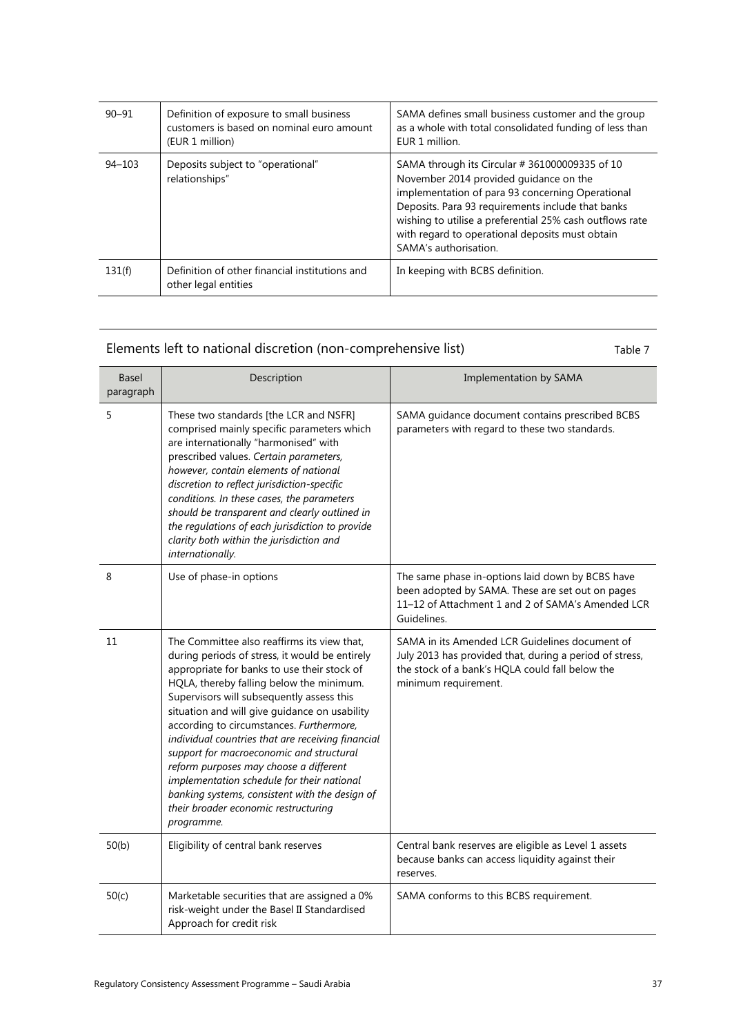| 90–91 | Definition of exposure to small business customers is based on nominal euro amount (EUR 1 million) | SAMA defines small business customer and the group as a whole with total consolidated funding of less than EUR 1 million. |
|---|---|---|
| 94–103 | Deposits subject to "operational" relationships" | SAMA through its Circular # 361000009335 of 10 November 2014 provided guidance on the implementation of para 93 concerning Operational Deposits. Para 93 requirements include that banks wishing to utilise a preferential 25% cash outflows rate with regard to operational deposits must obtain SAMA's authorisation. |
| 131(f) | Definition of other financial institutions and other legal entities | In keeping with BCBS definition. |

## Elements left to national discretion (non-comprehensive list)

Table 7

| Basel paragraph | Description | Implementation by SAMA |
|---|---|---|
| 5 | These two standards [the LCR and NSFR] comprised mainly specific parameters which are internationally "harmonised" with prescribed values. *Certain parameters, however, contain elements of national discretion to reflect jurisdiction-specific conditions. In these cases, the parameters should be transparent and clearly outlined in the regulations of each jurisdiction to provide clarity both within the jurisdiction and internationally.* | SAMA guidance document contains prescribed BCBS parameters with regard to these two standards. |
| 8 | Use of phase-in options | The same phase in-options laid down by BCBS have been adopted by SAMA. These are set out on pages 11–12 of Attachment 1 and 2 of SAMA's Amended LCR Guidelines. |
| 11 | The Committee also reaffirms its view that, during periods of stress, it would be entirely appropriate for banks to use their stock of HQLA, thereby falling below the minimum. Supervisors will subsequently assess this situation and will give guidance on usability according to circumstances. *Furthermore, individual countries that are receiving financial support for macroeconomic and structural reform purposes may choose a different implementation schedule for their national banking systems, consistent with the design of their broader economic restructuring programme.* | SAMA in its Amended LCR Guidelines document of July 2013 has provided that, during a period of stress, the stock of a bank's HQLA could fall below the minimum requirement. |
| 50(b) | Eligibility of central bank reserves | Central bank reserves are eligible as Level 1 assets because banks can access liquidity against their reserves. |
| 50(c) | Marketable securities that are assigned a 0% risk-weight under the Basel II Standardised Approach for credit risk | SAMA conforms to this BCBS requirement. |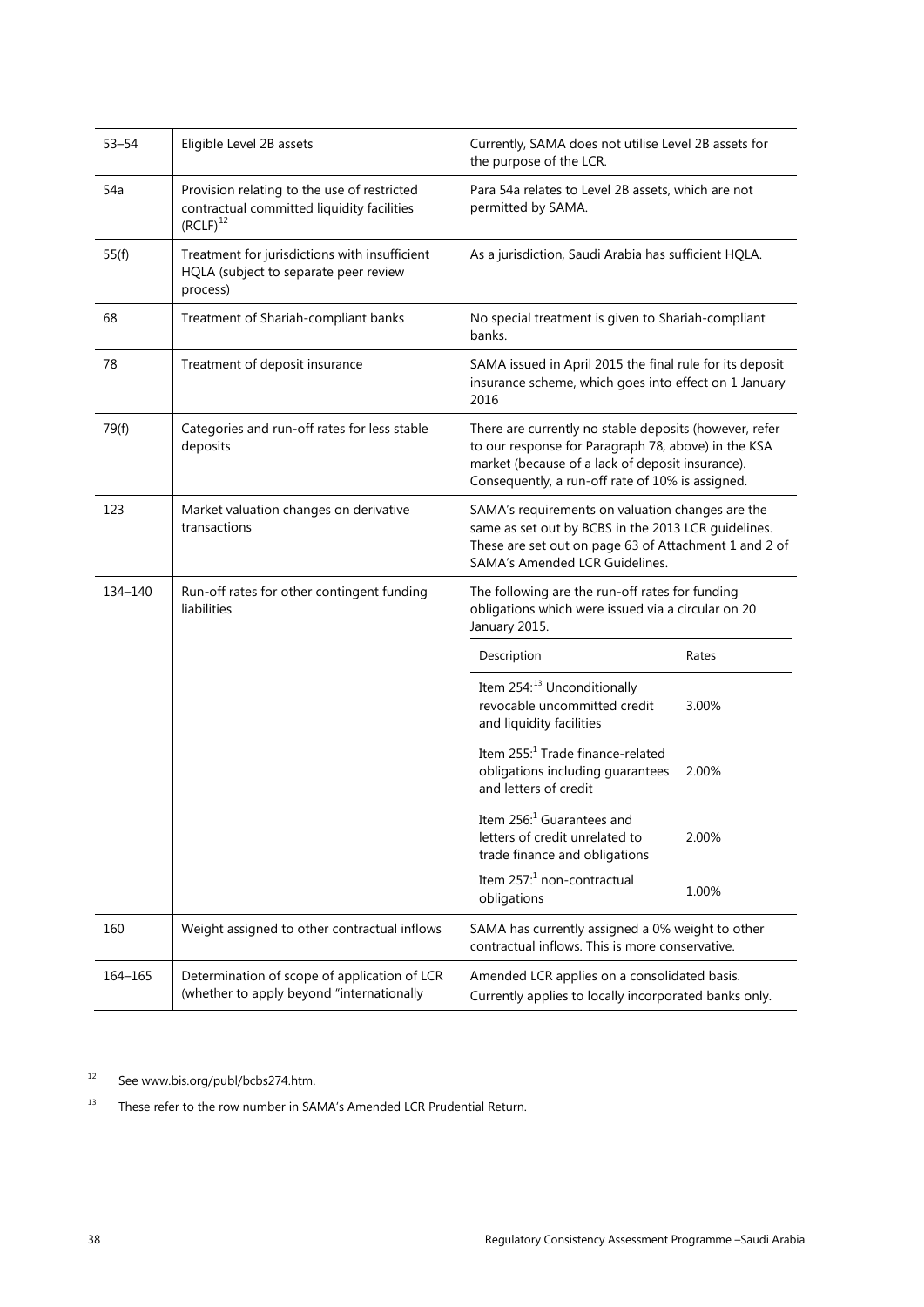| 53–54 | Eligible Level 2B assets | Currently, SAMA does not utilise Level 2B assets for the purpose of the LCR. |
|---|---|---|
| 54a | Provision relating to the use of restricted contractual committed liquidity facilities (RCLF)[12] | Para 54a relates to Level 2B assets, which are not permitted by SAMA. |
| 55(f) | Treatment for jurisdictions with insufficient HQLA (subject to separate peer review process) | As a jurisdiction, Saudi Arabia has sufficient HQLA. |
| 68 | Treatment of Shariah-compliant banks | No special treatment is given to Shariah-compliant banks. |
| 78 | Treatment of deposit insurance | SAMA issued in April 2015 the final rule for its deposit insurance scheme, which goes into effect on 1 January 2016 |
| 79(f) | Categories and run-off rates for less stable deposits | There are currently no stable deposits (however, refer to our response for Paragraph 78, above) in the KSA market (because of a lack of deposit insurance). Consequently, a run-off rate of 10% is assigned. |
| 123 | Market valuation changes on derivative transactions | SAMA's requirements on valuation changes are the same as set out by BCBS in the 2013 LCR guidelines. These are set out on page 63 of Attachment 1 and 2 of SAMA's Amended LCR Guidelines. |
| 134–140 | Run-off rates for other contingent funding liabilities | The following are the run-off rates for funding obligations which were issued via a circular on 20 January 2015.<br><br>Description — Rates<br>Item 254:[13] Unconditionally revocable uncommitted credit and liquidity facilities — 3.00%<br>Item 255:[1] Trade finance-related obligations including guarantees and letters of credit — 2.00%<br>Item 256:[1] Guarantees and letters of credit unrelated to trade finance and obligations — 2.00%<br>Item 257:[1] non-contractual obligations — 1.00% |
| 160 | Weight assigned to other contractual inflows | SAMA has currently assigned a 0% weight to other contractual inflows. This is more conservative. |
| 164–165 | Determination of scope of application of LCR (whether to apply beyond "internationally | Amended LCR applies on a consolidated basis. Currently applies to locally incorporated banks only. |

[12] See www.bis.org/publ/bcbs274.htm.

[13] These refer to the row number in SAMA's Amended LCR Prudential Return.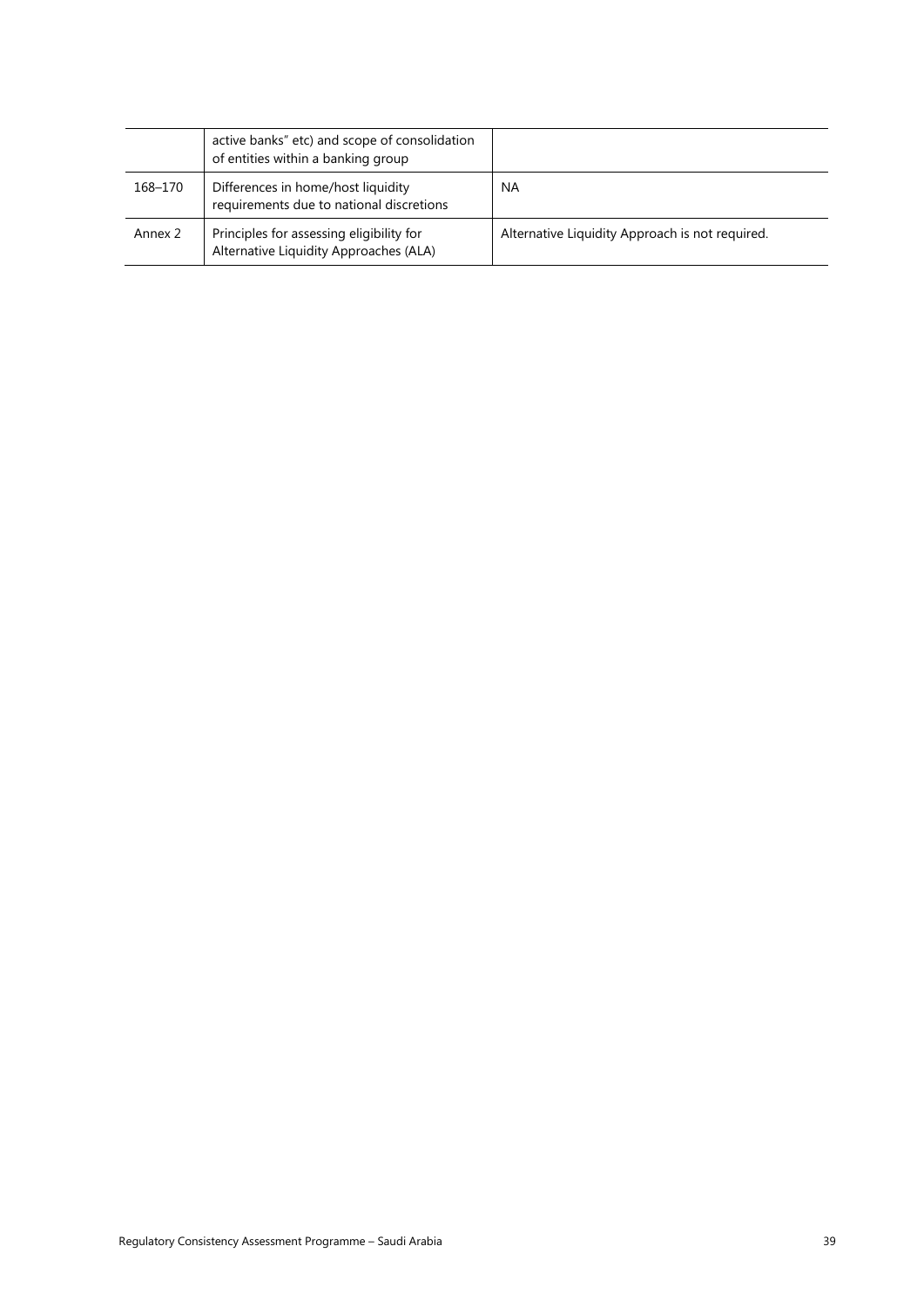| | | |
|---|---|---|
| | active banks" etc) and scope of consolidation of entities within a banking group | |
| 168–170 | Differences in home/host liquidity requirements due to national discretions | NA |
| Annex 2 | Principles for assessing eligibility for Alternative Liquidity Approaches (ALA) | Alternative Liquidity Approach is not required. |